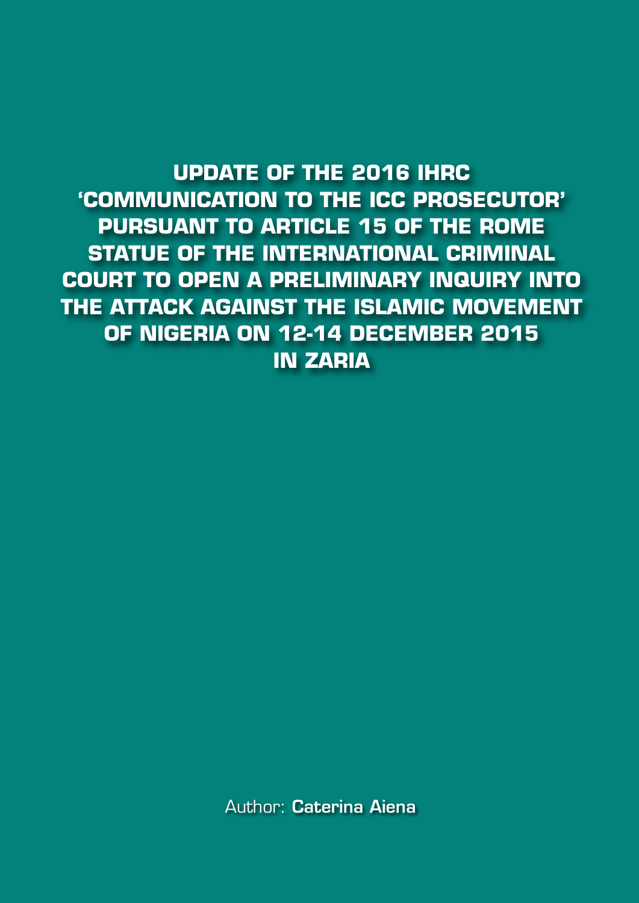# UPDATE OF THE 2016 IHRC 'COMMUNICATION TO THE ICC PROSECUTOR' PURSUANT TO ARTICLE 15 OF THE ROME STATUE OF THE INTERNATIONAL CRIMINAL COURT TO OPEN A PRELIMINARY INQUIRY INTO THE ATTACK AGAINST THE ISLAMIC MOVEMENT OF NIGERIA ON 12-14 DECEMBER 2015 IN ZARIA

Author: **Caterina Aiena**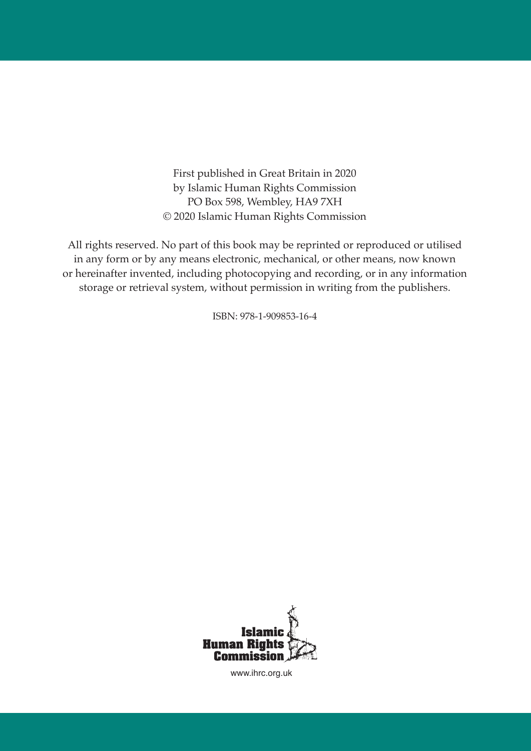First published in Great Britain in 2020
by Islamic Human Rights Commission
PO Box 598, Wembley, HA9 7XH
© 2020 Islamic Human Rights Commission

All rights reserved. No part of this book may be reprinted or reproduced or utilised in any form or by any means electronic, mechanical, or other means, now known or hereinafter invented, including photocopying and recording, or in any information storage or retrieval system, without permission in writing from the publishers.

ISBN: 978-1-909853-16-4

Islamic Human Rights Commission

www.ihrc.org.uk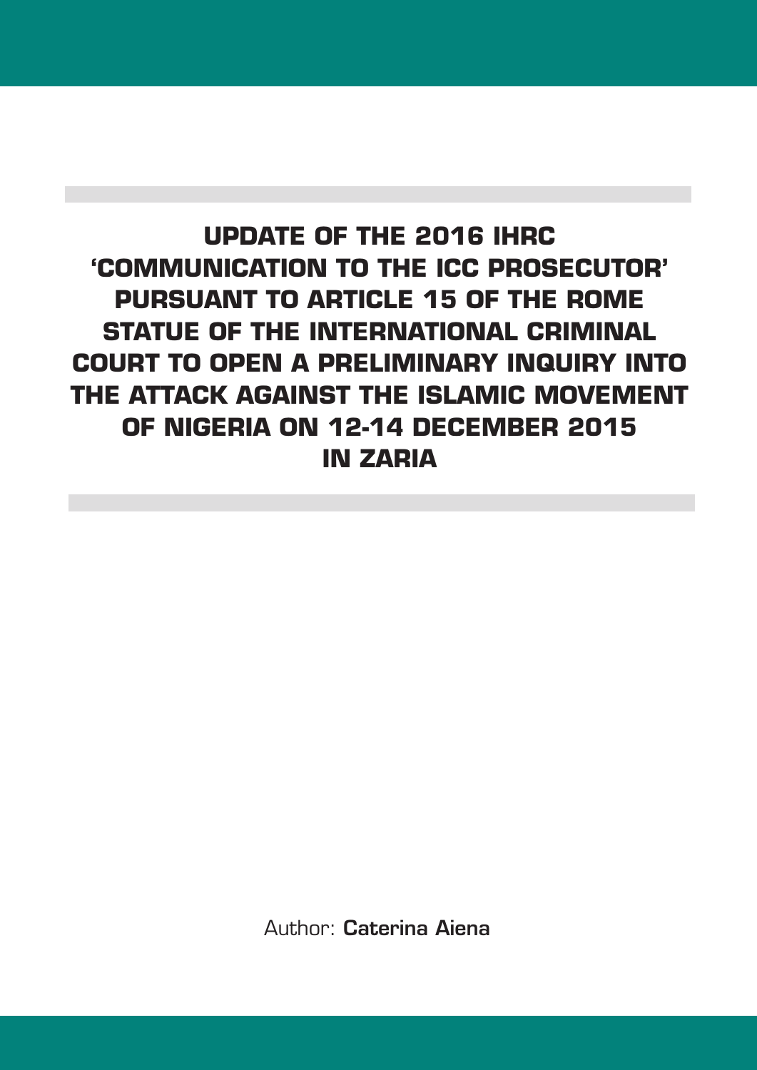# UPDATE OF THE 2016 IHRC 'COMMUNICATION TO THE ICC PROSECUTOR' PURSUANT TO ARTICLE 15 OF THE ROME STATUE OF THE INTERNATIONAL CRIMINAL COURT TO OPEN A PRELIMINARY INQUIRY INTO THE ATTACK AGAINST THE ISLAMIC MOVEMENT OF NIGERIA ON 12-14 DECEMBER 2015 IN ZARIA

Author: **Caterina Aiena**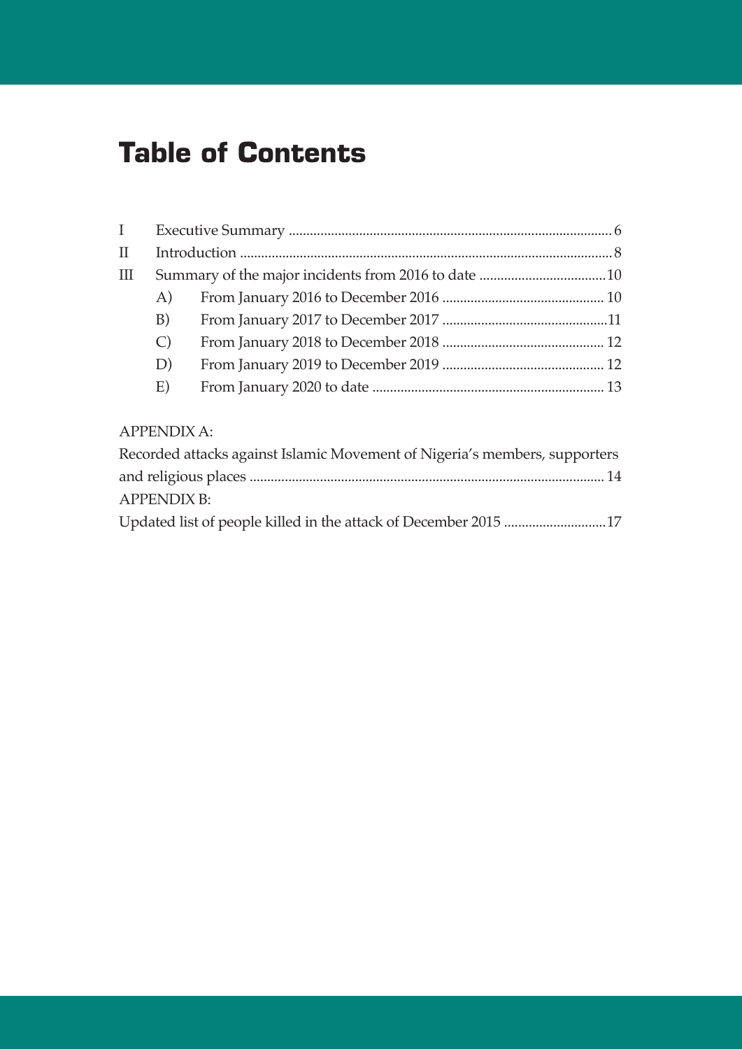# Table of Contents

I Executive Summary ........................................................................................... 6

II Introduction ......................................................................................................... 8

III Summary of the major incidents from 2016 to date .................................... 10

- A) From January 2016 to December 2016 ............................................. 10
- B) From January 2017 to December 2017 ...............................................11
- C) From January 2018 to December 2018 ............................................. 12
- D) From January 2019 to December 2019 ............................................. 12
- E) From January 2020 to date ................................................................. 13

APPENDIX A:

Recorded attacks against Islamic Movement of Nigeria's members, supporters and religious places .................................................................................................... 14

APPENDIX B:

Updated list of people killed in the attack of December 2015 .............................17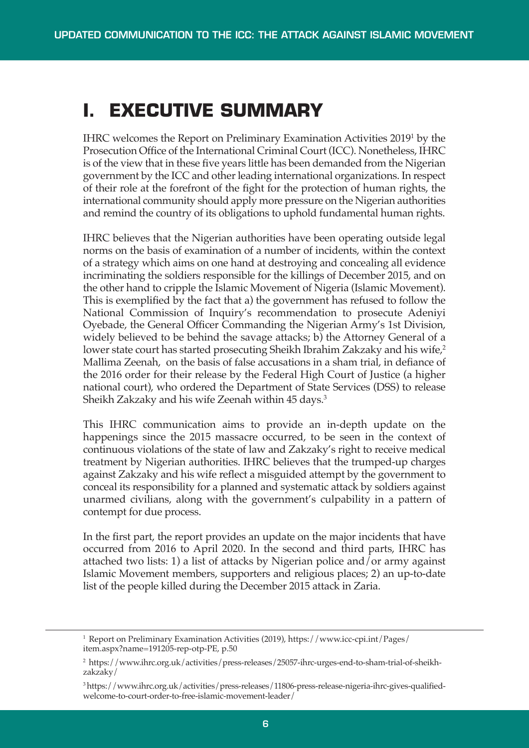# I. EXECUTIVE SUMMARY

IHRC welcomes the Report on Preliminary Examination Activities 2019[1] by the Prosecution Office of the International Criminal Court (ICC). Nonetheless, IHRC is of the view that in these five years little has been demanded from the Nigerian government by the ICC and other leading international organizations. In respect of their role at the forefront of the fight for the protection of human rights, the international community should apply more pressure on the Nigerian authorities and remind the country of its obligations to uphold fundamental human rights.

IHRC believes that the Nigerian authorities have been operating outside legal norms on the basis of examination of a number of incidents, within the context of a strategy which aims on one hand at destroying and concealing all evidence incriminating the soldiers responsible for the killings of December 2015, and on the other hand to cripple the Islamic Movement of Nigeria (Islamic Movement). This is exemplified by the fact that a) the government has refused to follow the National Commission of Inquiry's recommendation to prosecute Adeniyi Oyebade, the General Officer Commanding the Nigerian Army's 1st Division, widely believed to be behind the savage attacks; b) the Attorney General of a lower state court has started prosecuting Sheikh Ibrahim Zakzaky and his wife,[2] Mallima Zeenah, on the basis of false accusations in a sham trial, in defiance of the 2016 order for their release by the Federal High Court of Justice (a higher national court), who ordered the Department of State Services (DSS) to release Sheikh Zakzaky and his wife Zeenah within 45 days.[3]

This IHRC communication aims to provide an in-depth update on the happenings since the 2015 massacre occurred, to be seen in the context of continuous violations of the state of law and Zakzaky's right to receive medical treatment by Nigerian authorities. IHRC believes that the trumped-up charges against Zakzaky and his wife reflect a misguided attempt by the government to conceal its responsibility for a planned and systematic attack by soldiers against unarmed civilians, along with the government's culpability in a pattern of contempt for due process.

In the first part, the report provides an update on the major incidents that have occurred from 2016 to April 2020. In the second and third parts, IHRC has attached two lists: 1) a list of attacks by Nigerian police and/or army against Islamic Movement members, supporters and religious places; 2) an up-to-date list of the people killed during the December 2015 attack in Zaria.

---

[1] Report on Preliminary Examination Activities (2019), https://www.icc-cpi.int/Pages/item.aspx?name=191205-rep-otp-PE, p.50

[2] https://www.ihrc.org.uk/activities/press-releases/25057-ihrc-urges-end-to-sham-trial-of-sheikh-zakzaky/

[3] https://www.ihrc.org.uk/activities/press-releases/11806-press-release-nigeria-ihrc-gives-qualified-welcome-to-court-order-to-free-islamic-movement-leader/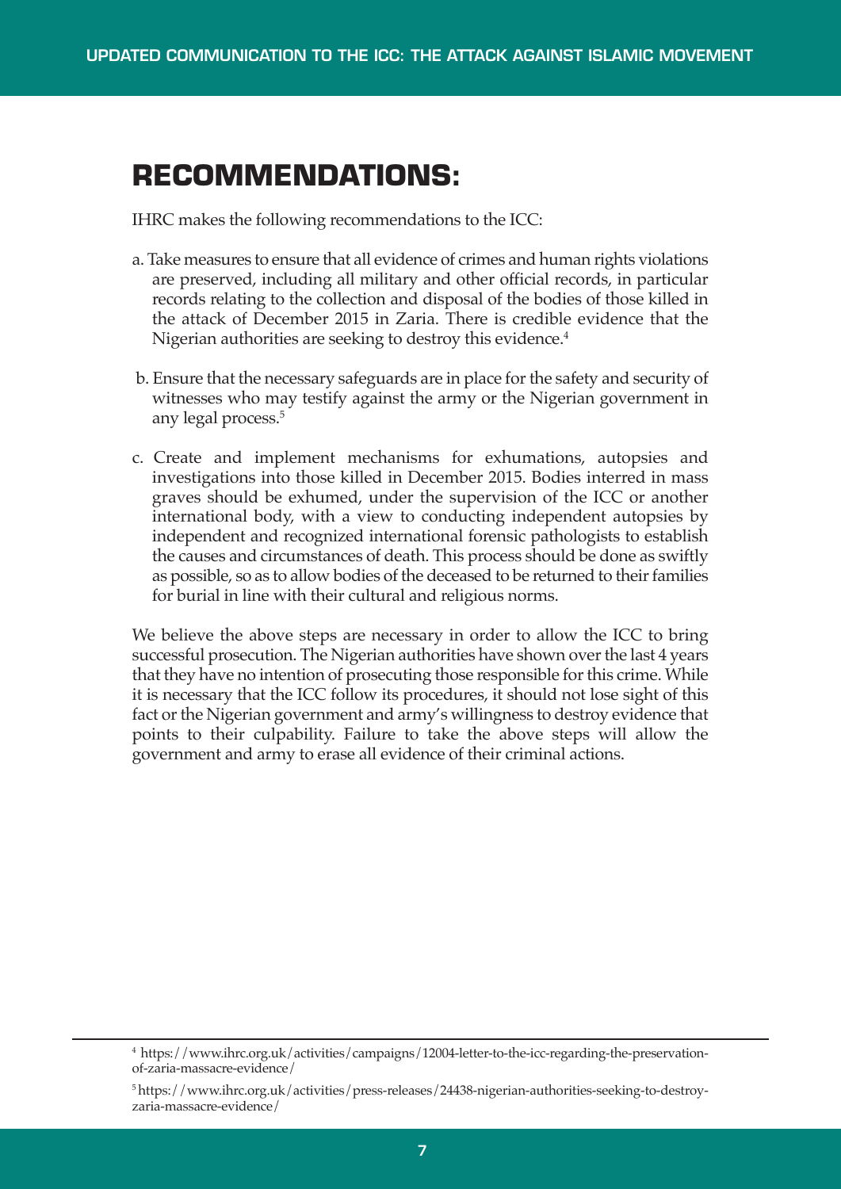## RECOMMENDATIONS:

IHRC makes the following recommendations to the ICC:

a. Take measures to ensure that all evidence of crimes and human rights violations are preserved, including all military and other official records, in particular records relating to the collection and disposal of the bodies of those killed in the attack of December 2015 in Zaria. There is credible evidence that the Nigerian authorities are seeking to destroy this evidence.[4]

b. Ensure that the necessary safeguards are in place for the safety and security of witnesses who may testify against the army or the Nigerian government in any legal process.[5]

c. Create and implement mechanisms for exhumations, autopsies and investigations into those killed in December 2015. Bodies interred in mass graves should be exhumed, under the supervision of the ICC or another international body, with a view to conducting independent autopsies by independent and recognized international forensic pathologists to establish the causes and circumstances of death. This process should be done as swiftly as possible, so as to allow bodies of the deceased to be returned to their families for burial in line with their cultural and religious norms.

We believe the above steps are necessary in order to allow the ICC to bring successful prosecution. The Nigerian authorities have shown over the last 4 years that they have no intention of prosecuting those responsible for this crime. While it is necessary that the ICC follow its procedures, it should not lose sight of this fact or the Nigerian government and army's willingness to destroy evidence that points to their culpability. Failure to take the above steps will allow the government and army to erase all evidence of their criminal actions.

---

[4] https://www.ihrc.org.uk/activities/campaigns/12004-letter-to-the-icc-regarding-the-preservation-of-zaria-massacre-evidence/

[5] https://www.ihrc.org.uk/activities/press-releases/24438-nigerian-authorities-seeking-to-destroy-zaria-massacre-evidence/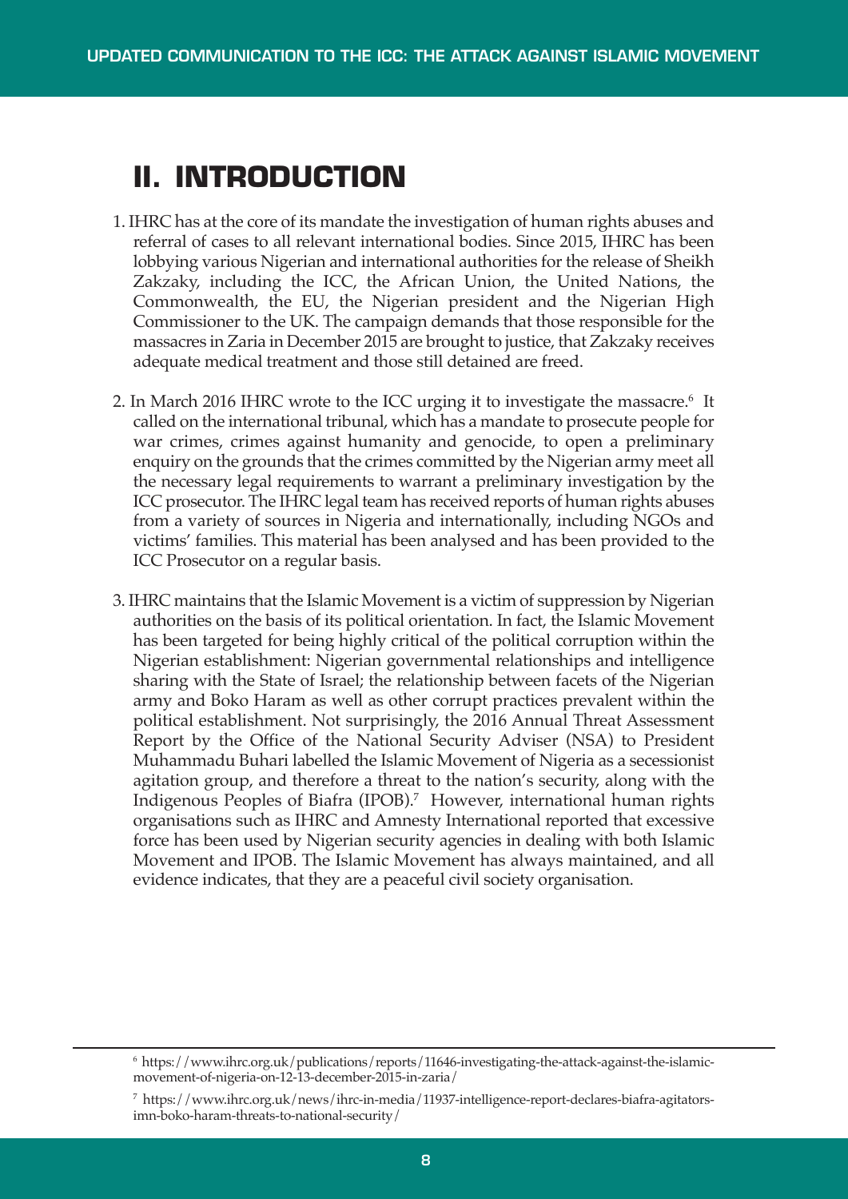# II. INTRODUCTION

1. IHRC has at the core of its mandate the investigation of human rights abuses and referral of cases to all relevant international bodies. Since 2015, IHRC has been lobbying various Nigerian and international authorities for the release of Sheikh Zakzaky, including the ICC, the African Union, the United Nations, the Commonwealth, the EU, the Nigerian president and the Nigerian High Commissioner to the UK. The campaign demands that those responsible for the massacres in Zaria in December 2015 are brought to justice, that Zakzaky receives adequate medical treatment and those still detained are freed.

2. In March 2016 IHRC wrote to the ICC urging it to investigate the massacre.[6] It called on the international tribunal, which has a mandate to prosecute people for war crimes, crimes against humanity and genocide, to open a preliminary enquiry on the grounds that the crimes committed by the Nigerian army meet all the necessary legal requirements to warrant a preliminary investigation by the ICC prosecutor. The IHRC legal team has received reports of human rights abuses from a variety of sources in Nigeria and internationally, including NGOs and victims' families. This material has been analysed and has been provided to the ICC Prosecutor on a regular basis.

3. IHRC maintains that the Islamic Movement is a victim of suppression by Nigerian authorities on the basis of its political orientation. In fact, the Islamic Movement has been targeted for being highly critical of the political corruption within the Nigerian establishment: Nigerian governmental relationships and intelligence sharing with the State of Israel; the relationship between facets of the Nigerian army and Boko Haram as well as other corrupt practices prevalent within the political establishment. Not surprisingly, the 2016 Annual Threat Assessment Report by the Office of the National Security Adviser (NSA) to President Muhammadu Buhari labelled the Islamic Movement of Nigeria as a secessionist agitation group, and therefore a threat to the nation's security, along with the Indigenous Peoples of Biafra (IPOB).[7] However, international human rights organisations such as IHRC and Amnesty International reported that excessive force has been used by Nigerian security agencies in dealing with both Islamic Movement and IPOB. The Islamic Movement has always maintained, and all evidence indicates, that they are a peaceful civil society organisation.

---

[6] https://www.ihrc.org.uk/publications/reports/11646-investigating-the-attack-against-the-islamic-movement-of-nigeria-on-12-13-december-2015-in-zaria/

[7] https://www.ihrc.org.uk/news/ihrc-in-media/11937-intelligence-report-declares-biafra-agitators-imn-boko-haram-threats-to-national-security/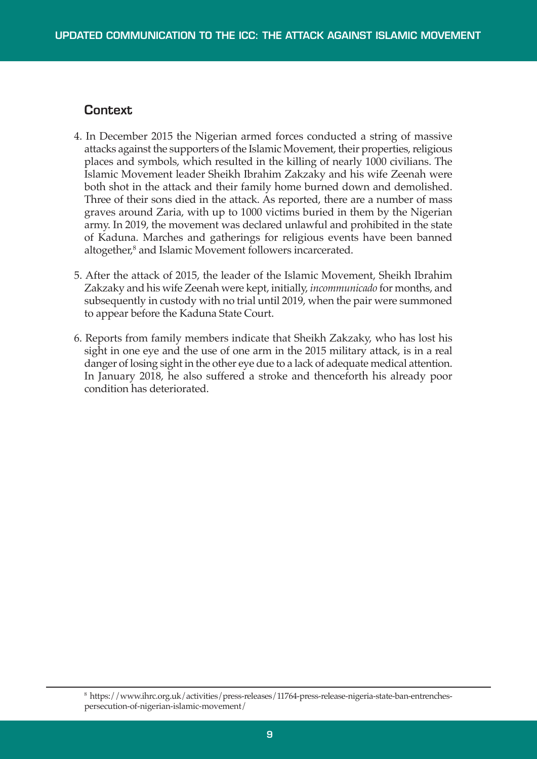## Context

4. In December 2015 the Nigerian armed forces conducted a string of massive attacks against the supporters of the Islamic Movement, their properties, religious places and symbols, which resulted in the killing of nearly 1000 civilians. The Islamic Movement leader Sheikh Ibrahim Zakzaky and his wife Zeenah were both shot in the attack and their family home burned down and demolished. Three of their sons died in the attack. As reported, there are a number of mass graves around Zaria, with up to 1000 victims buried in them by the Nigerian army. In 2019, the movement was declared unlawful and prohibited in the state of Kaduna. Marches and gatherings for religious events have been banned altogether,[8] and Islamic Movement followers incarcerated.

5. After the attack of 2015, the leader of the Islamic Movement, Sheikh Ibrahim Zakzaky and his wife Zeenah were kept, initially, *incommunicado* for months, and subsequently in custody with no trial until 2019, when the pair were summoned to appear before the Kaduna State Court.

6. Reports from family members indicate that Sheikh Zakzaky, who has lost his sight in one eye and the use of one arm in the 2015 military attack, is in a real danger of losing sight in the other eye due to a lack of adequate medical attention. In January 2018, he also suffered a stroke and thenceforth his already poor condition has deteriorated.

---

[8] https://www.ihrc.org.uk/activities/press-releases/11764-press-release-nigeria-state-ban-entrenches-persecution-of-nigerian-islamic-movement/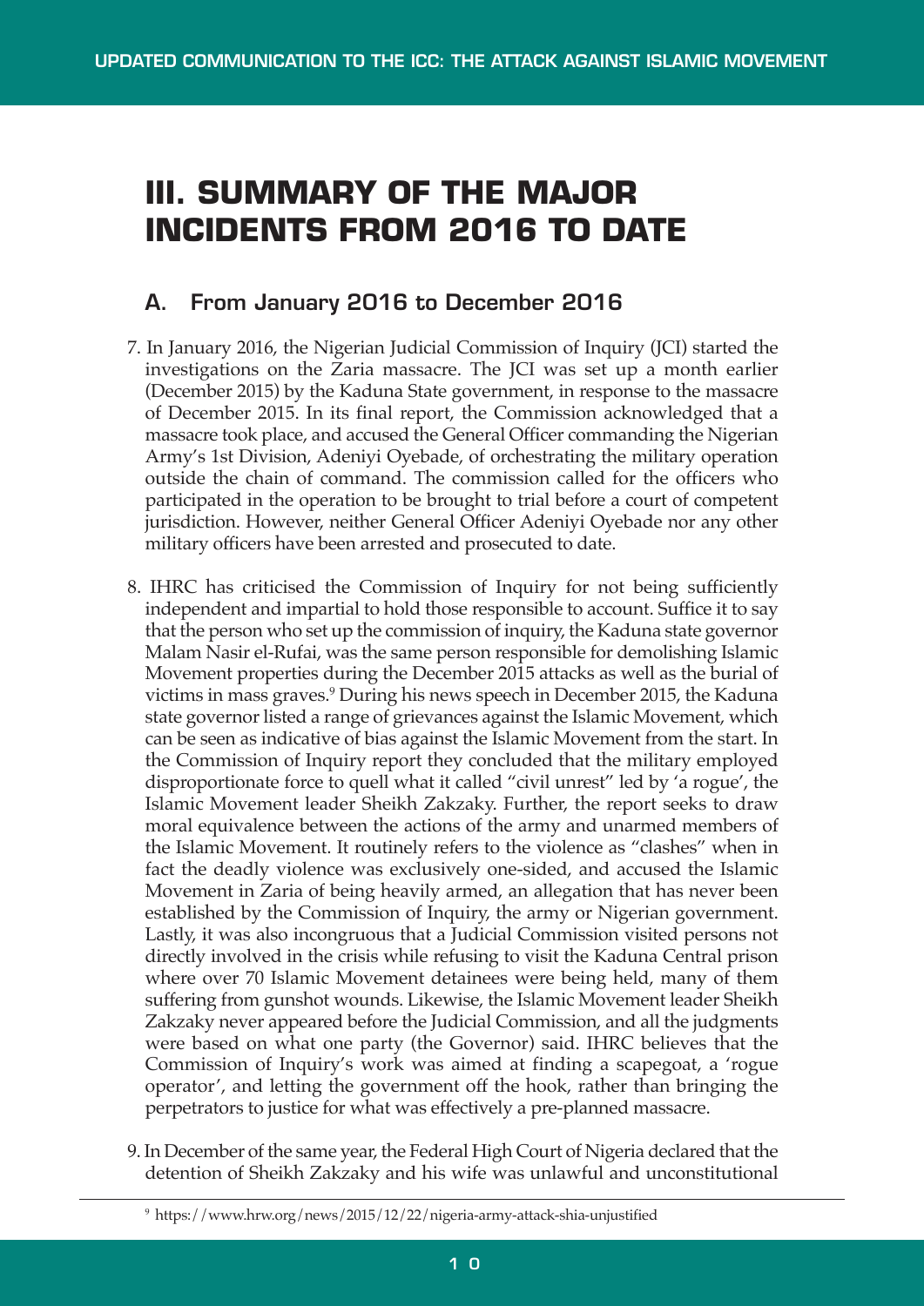# III. SUMMARY OF THE MAJOR INCIDENTS FROM 2016 TO DATE

## A. From January 2016 to December 2016

7. In January 2016, the Nigerian Judicial Commission of Inquiry (JCI) started the investigations on the Zaria massacre. The JCI was set up a month earlier (December 2015) by the Kaduna State government, in response to the massacre of December 2015. In its final report, the Commission acknowledged that a massacre took place, and accused the General Officer commanding the Nigerian Army's 1st Division, Adeniyi Oyebade, of orchestrating the military operation outside the chain of command. The commission called for the officers who participated in the operation to be brought to trial before a court of competent jurisdiction. However, neither General Officer Adeniyi Oyebade nor any other military officers have been arrested and prosecuted to date.

8. IHRC has criticised the Commission of Inquiry for not being sufficiently independent and impartial to hold those responsible to account. Suffice it to say that the person who set up the commission of inquiry, the Kaduna state governor Malam Nasir el-Rufai, was the same person responsible for demolishing Islamic Movement properties during the December 2015 attacks as well as the burial of victims in mass graves.[9] During his news speech in December 2015, the Kaduna state governor listed a range of grievances against the Islamic Movement, which can be seen as indicative of bias against the Islamic Movement from the start. In the Commission of Inquiry report they concluded that the military employed disproportionate force to quell what it called "civil unrest" led by 'a rogue', the Islamic Movement leader Sheikh Zakzaky. Further, the report seeks to draw moral equivalence between the actions of the army and unarmed members of the Islamic Movement. It routinely refers to the violence as "clashes" when in fact the deadly violence was exclusively one-sided, and accused the Islamic Movement in Zaria of being heavily armed, an allegation that has never been established by the Commission of Inquiry, the army or Nigerian government. Lastly, it was also incongruous that a Judicial Commission visited persons not directly involved in the crisis while refusing to visit the Kaduna Central prison where over 70 Islamic Movement detainees were being held, many of them suffering from gunshot wounds. Likewise, the Islamic Movement leader Sheikh Zakzaky never appeared before the Judicial Commission, and all the judgments were based on what one party (the Governor) said. IHRC believes that the Commission of Inquiry's work was aimed at finding a scapegoat, a 'rogue operator', and letting the government off the hook, rather than bringing the perpetrators to justice for what was effectively a pre-planned massacre.

9. In December of the same year, the Federal High Court of Nigeria declared that the detention of Sheikh Zakzaky and his wife was unlawful and unconstitutional

---

[9] https://www.hrw.org/news/2015/12/22/nigeria-army-attack-shia-unjustified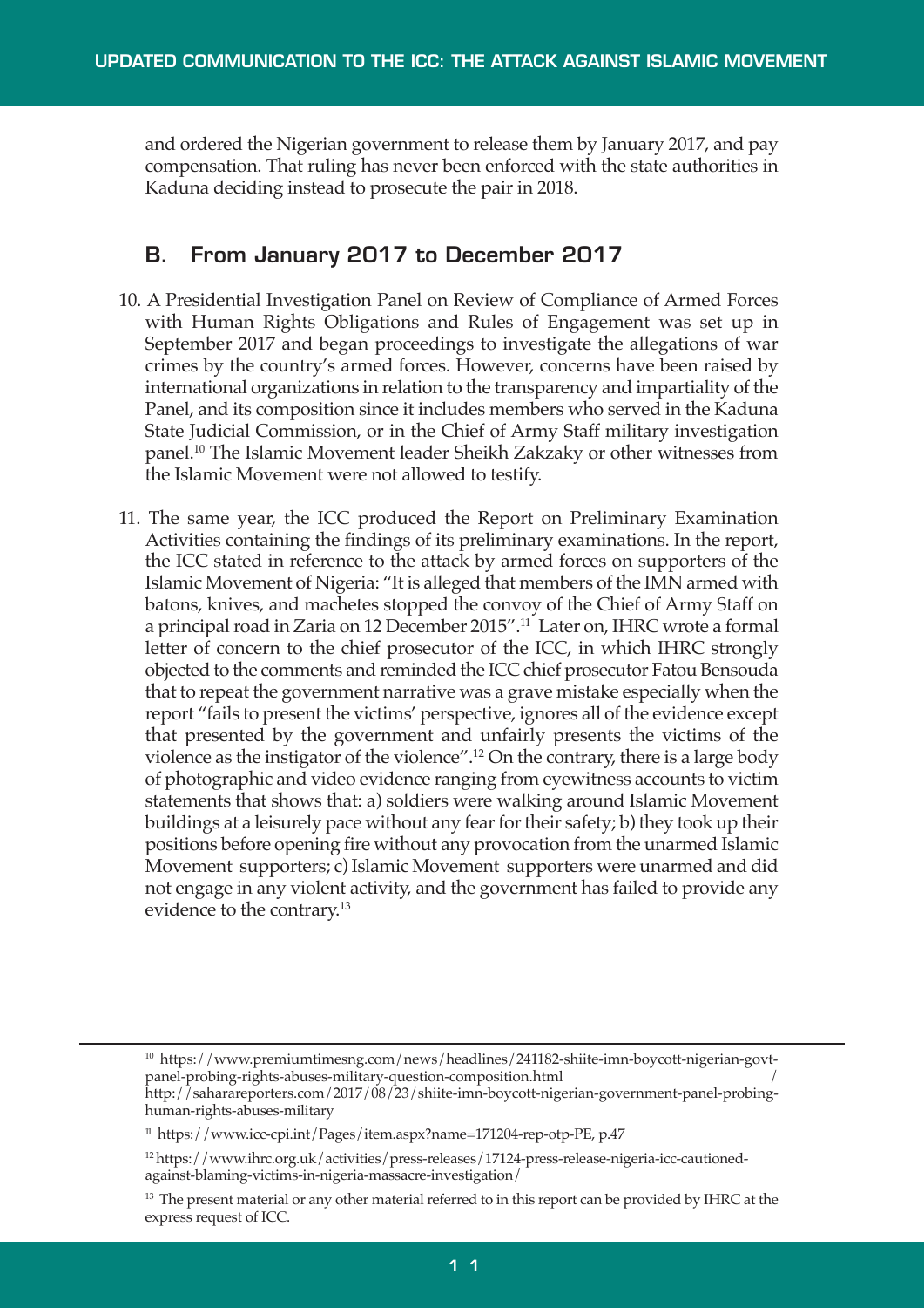and ordered the Nigerian government to release them by January 2017, and pay compensation. That ruling has never been enforced with the state authorities in Kaduna deciding instead to prosecute the pair in 2018.

## B. From January 2017 to December 2017

10. A Presidential Investigation Panel on Review of Compliance of Armed Forces with Human Rights Obligations and Rules of Engagement was set up in September 2017 and began proceedings to investigate the allegations of war crimes by the country's armed forces. However, concerns have been raised by international organizations in relation to the transparency and impartiality of the Panel, and its composition since it includes members who served in the Kaduna State Judicial Commission, or in the Chief of Army Staff military investigation panel.[10] The Islamic Movement leader Sheikh Zakzaky or other witnesses from the Islamic Movement were not allowed to testify.

11. The same year, the ICC produced the Report on Preliminary Examination Activities containing the findings of its preliminary examinations. In the report, the ICC stated in reference to the attack by armed forces on supporters of the Islamic Movement of Nigeria: "It is alleged that members of the IMN armed with batons, knives, and machetes stopped the convoy of the Chief of Army Staff on a principal road in Zaria on 12 December 2015".[11] Later on, IHRC wrote a formal letter of concern to the chief prosecutor of the ICC, in which IHRC strongly objected to the comments and reminded the ICC chief prosecutor Fatou Bensouda that to repeat the government narrative was a grave mistake especially when the report "fails to present the victims' perspective, ignores all of the evidence except that presented by the government and unfairly presents the victims of the violence as the instigator of the violence".[12] On the contrary, there is a large body of photographic and video evidence ranging from eyewitness accounts to victim statements that shows that: a) soldiers were walking around Islamic Movement buildings at a leisurely pace without any fear for their safety; b) they took up their positions before opening fire without any provocation from the unarmed Islamic Movement supporters; c) Islamic Movement supporters were unarmed and did not engage in any violent activity, and the government has failed to provide any evidence to the contrary.[13]

---

[10] https://www.premiumtimesng.com/news/headlines/241182-shiite-imn-boycott-nigerian-govt-panel-probing-rights-abuses-military-question-composition.html / http://saharareporters.com/2017/08/23/shiite-imn-boycott-nigerian-government-panel-probing-human-rights-abuses-military

[11] https://www.icc-cpi.int/Pages/item.aspx?name=171204-rep-otp-PE, p.47

[12] https://www.ihrc.org.uk/activities/press-releases/17124-press-release-nigeria-icc-cautioned-against-blaming-victims-in-nigeria-massacre-investigation/

[13] The present material or any other material referred to in this report can be provided by IHRC at the express request of ICC.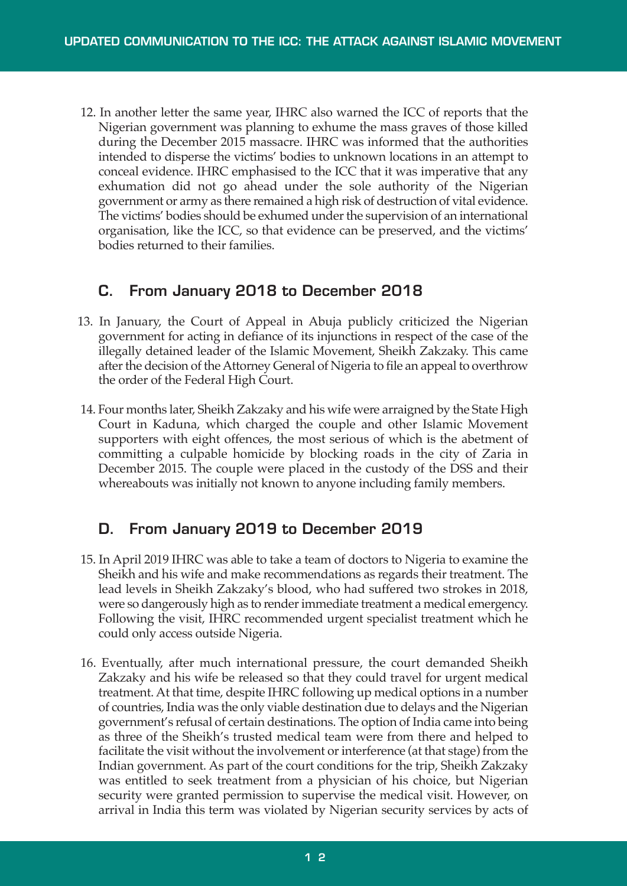12. In another letter the same year, IHRC also warned the ICC of reports that the Nigerian government was planning to exhume the mass graves of those killed during the December 2015 massacre. IHRC was informed that the authorities intended to disperse the victims' bodies to unknown locations in an attempt to conceal evidence. IHRC emphasised to the ICC that it was imperative that any exhumation did not go ahead under the sole authority of the Nigerian government or army as there remained a high risk of destruction of vital evidence. The victims' bodies should be exhumed under the supervision of an international organisation, like the ICC, so that evidence can be preserved, and the victims' bodies returned to their families.

## C. From January 2018 to December 2018

13. In January, the Court of Appeal in Abuja publicly criticized the Nigerian government for acting in defiance of its injunctions in respect of the case of the illegally detained leader of the Islamic Movement, Sheikh Zakzaky. This came after the decision of the Attorney General of Nigeria to file an appeal to overthrow the order of the Federal High Court.

14. Four months later, Sheikh Zakzaky and his wife were arraigned by the State High Court in Kaduna, which charged the couple and other Islamic Movement supporters with eight offences, the most serious of which is the abetment of committing a culpable homicide by blocking roads in the city of Zaria in December 2015. The couple were placed in the custody of the DSS and their whereabouts was initially not known to anyone including family members.

## D. From January 2019 to December 2019

15. In April 2019 IHRC was able to take a team of doctors to Nigeria to examine the Sheikh and his wife and make recommendations as regards their treatment. The lead levels in Sheikh Zakzaky's blood, who had suffered two strokes in 2018, were so dangerously high as to render immediate treatment a medical emergency. Following the visit, IHRC recommended urgent specialist treatment which he could only access outside Nigeria.

16. Eventually, after much international pressure, the court demanded Sheikh Zakzaky and his wife be released so that they could travel for urgent medical treatment. At that time, despite IHRC following up medical options in a number of countries, India was the only viable destination due to delays and the Nigerian government's refusal of certain destinations. The option of India came into being as three of the Sheikh's trusted medical team were from there and helped to facilitate the visit without the involvement or interference (at that stage) from the Indian government. As part of the court conditions for the trip, Sheikh Zakzaky was entitled to seek treatment from a physician of his choice, but Nigerian security were granted permission to supervise the medical visit. However, on arrival in India this term was violated by Nigerian security services by acts of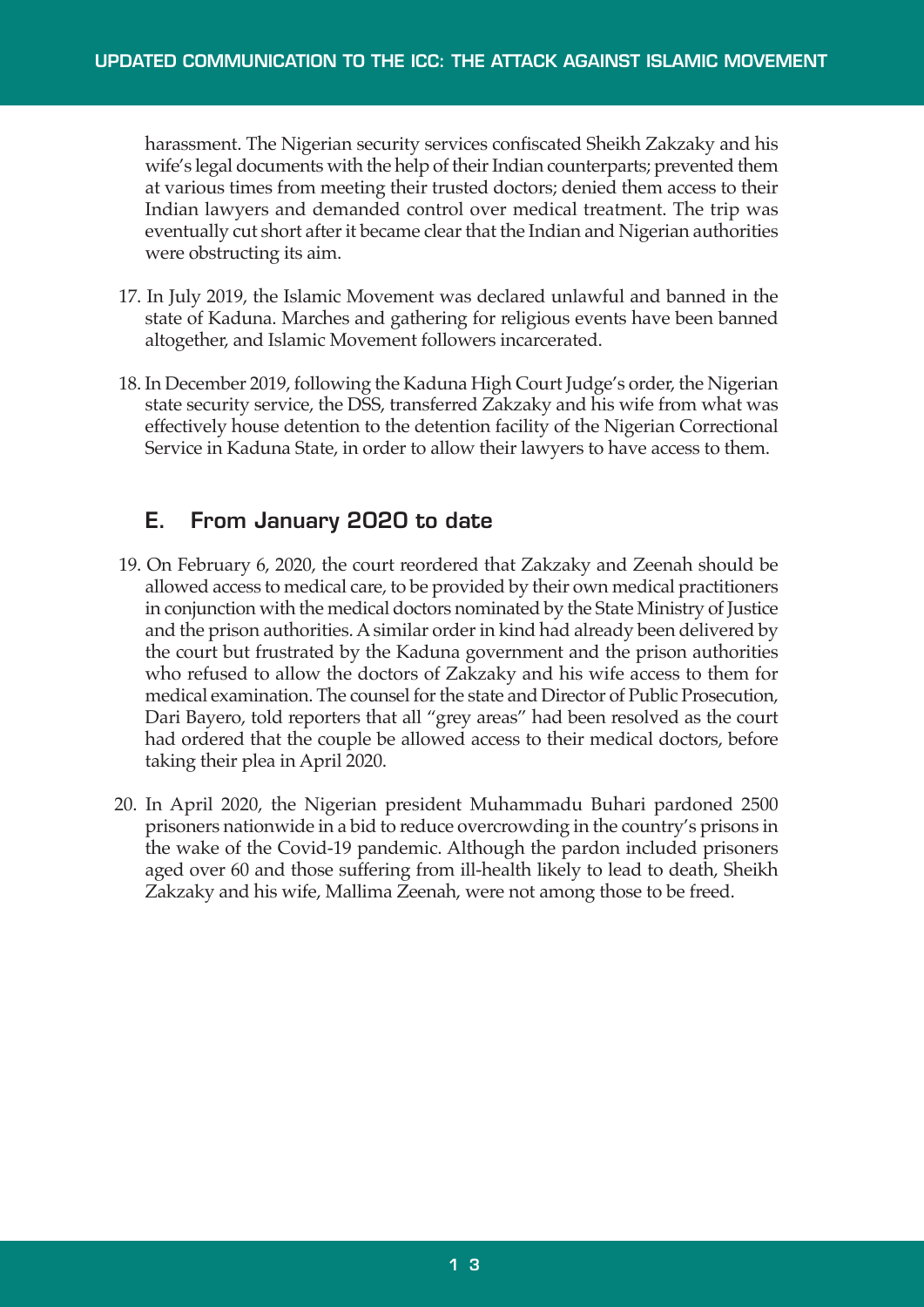harassment. The Nigerian security services confiscated Sheikh Zakzaky and his wife's legal documents with the help of their Indian counterparts; prevented them at various times from meeting their trusted doctors; denied them access to their Indian lawyers and demanded control over medical treatment. The trip was eventually cut short after it became clear that the Indian and Nigerian authorities were obstructing its aim.

17. In July 2019, the Islamic Movement was declared unlawful and banned in the state of Kaduna. Marches and gathering for religious events have been banned altogether, and Islamic Movement followers incarcerated.

18. In December 2019, following the Kaduna High Court Judge's order, the Nigerian state security service, the DSS, transferred Zakzaky and his wife from what was effectively house detention to the detention facility of the Nigerian Correctional Service in Kaduna State, in order to allow their lawyers to have access to them.

## E. From January 2020 to date

19. On February 6, 2020, the court reordered that Zakzaky and Zeenah should be allowed access to medical care, to be provided by their own medical practitioners in conjunction with the medical doctors nominated by the State Ministry of Justice and the prison authorities. A similar order in kind had already been delivered by the court but frustrated by the Kaduna government and the prison authorities who refused to allow the doctors of Zakzaky and his wife access to them for medical examination. The counsel for the state and Director of Public Prosecution, Dari Bayero, told reporters that all "grey areas" had been resolved as the court had ordered that the couple be allowed access to their medical doctors, before taking their plea in April 2020.

20. In April 2020, the Nigerian president Muhammadu Buhari pardoned 2500 prisoners nationwide in a bid to reduce overcrowding in the country's prisons in the wake of the Covid-19 pandemic. Although the pardon included prisoners aged over 60 and those suffering from ill-health likely to lead to death, Sheikh Zakzaky and his wife, Mallima Zeenah, were not among those to be freed.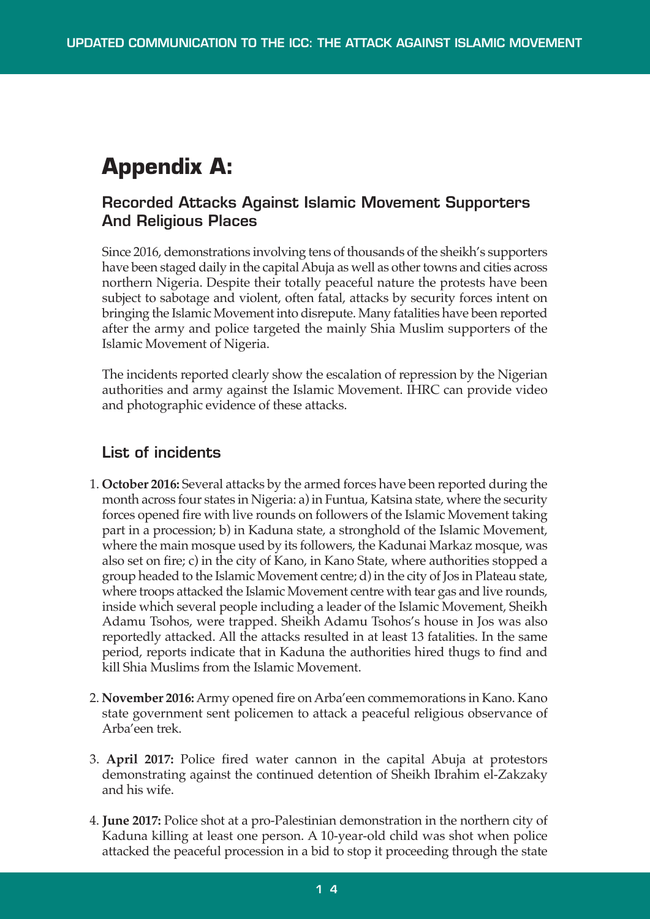# Appendix A:

## Recorded Attacks Against Islamic Movement Supporters And Religious Places

Since 2016, demonstrations involving tens of thousands of the sheikh's supporters have been staged daily in the capital Abuja as well as other towns and cities across northern Nigeria. Despite their totally peaceful nature the protests have been subject to sabotage and violent, often fatal, attacks by security forces intent on bringing the Islamic Movement into disrepute. Many fatalities have been reported after the army and police targeted the mainly Shia Muslim supporters of the Islamic Movement of Nigeria.

The incidents reported clearly show the escalation of repression by the Nigerian authorities and army against the Islamic Movement. IHRC can provide video and photographic evidence of these attacks.

## List of incidents

1. **October 2016:** Several attacks by the armed forces have been reported during the month across four states in Nigeria: a) in Funtua, Katsina state, where the security forces opened fire with live rounds on followers of the Islamic Movement taking part in a procession; b) in Kaduna state, a stronghold of the Islamic Movement, where the main mosque used by its followers, the Kadunai Markaz mosque, was also set on fire; c) in the city of Kano, in Kano State, where authorities stopped a group headed to the Islamic Movement centre; d) in the city of Jos in Plateau state, where troops attacked the Islamic Movement centre with tear gas and live rounds, inside which several people including a leader of the Islamic Movement, Sheikh Adamu Tsohos, were trapped. Sheikh Adamu Tsohos's house in Jos was also reportedly attacked. All the attacks resulted in at least 13 fatalities. In the same period, reports indicate that in Kaduna the authorities hired thugs to find and kill Shia Muslims from the Islamic Movement.

2. **November 2016:** Army opened fire on Arba'een commemorations in Kano. Kano state government sent policemen to attack a peaceful religious observance of Arba'een trek.

3. **April 2017:** Police fired water cannon in the capital Abuja at protestors demonstrating against the continued detention of Sheikh Ibrahim el-Zakzaky and his wife.

4. **June 2017:** Police shot at a pro-Palestinian demonstration in the northern city of Kaduna killing at least one person. A 10-year-old child was shot when police attacked the peaceful procession in a bid to stop it proceeding through the state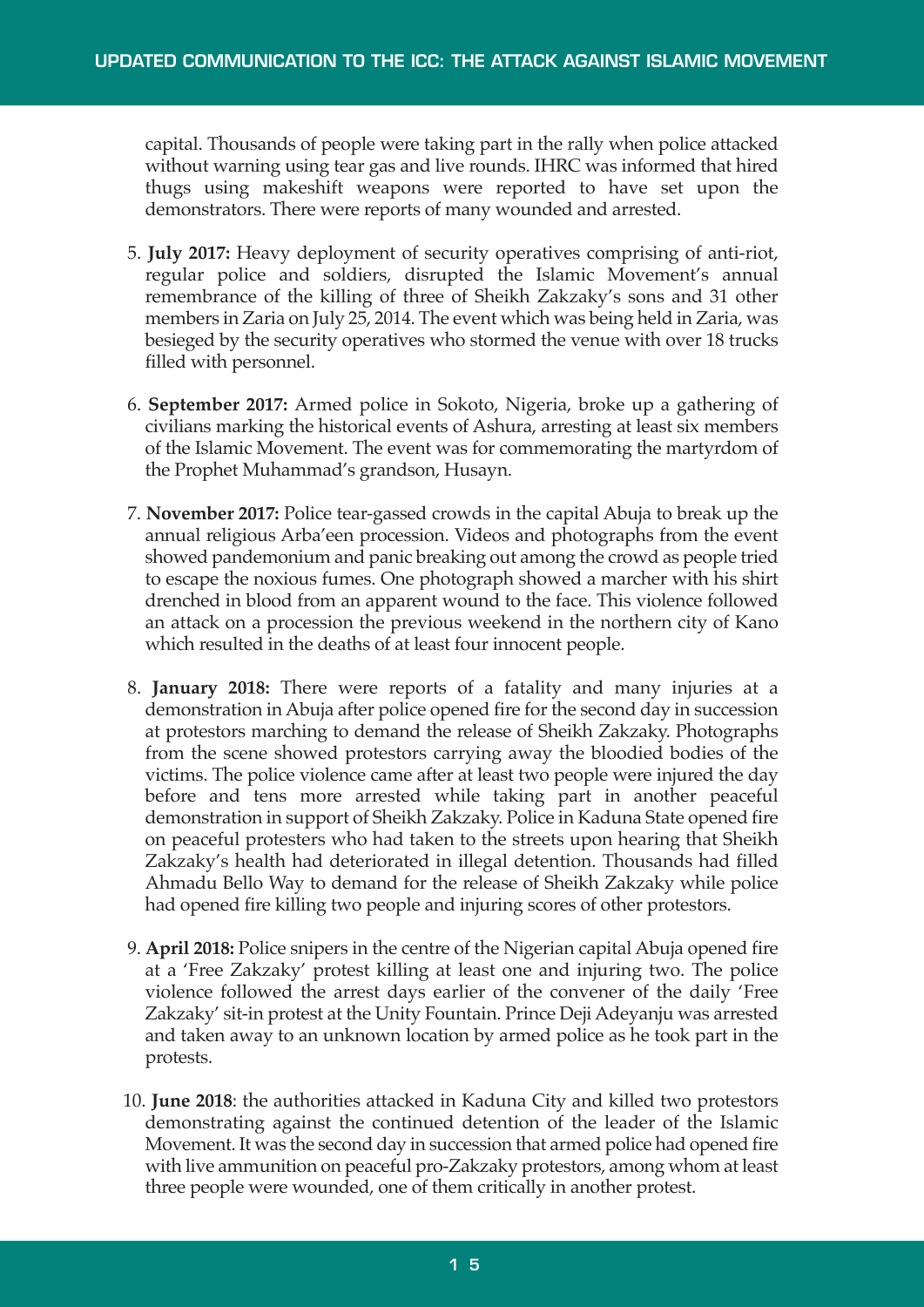capital. Thousands of people were taking part in the rally when police attacked without warning using tear gas and live rounds. IHRC was informed that hired thugs using makeshift weapons were reported to have set upon the demonstrators. There were reports of many wounded and arrested.

5. **July 2017:** Heavy deployment of security operatives comprising of anti-riot, regular police and soldiers, disrupted the Islamic Movement's annual remembrance of the killing of three of Sheikh Zakzaky's sons and 31 other members in Zaria on July 25, 2014. The event which was being held in Zaria, was besieged by the security operatives who stormed the venue with over 18 trucks filled with personnel.

6. **September 2017:** Armed police in Sokoto, Nigeria, broke up a gathering of civilians marking the historical events of Ashura, arresting at least six members of the Islamic Movement. The event was for commemorating the martyrdom of the Prophet Muhammad's grandson, Husayn.

7. **November 2017:** Police tear-gassed crowds in the capital Abuja to break up the annual religious Arba'een procession. Videos and photographs from the event showed pandemonium and panic breaking out among the crowd as people tried to escape the noxious fumes. One photograph showed a marcher with his shirt drenched in blood from an apparent wound to the face. This violence followed an attack on a procession the previous weekend in the northern city of Kano which resulted in the deaths of at least four innocent people.

8. **January 2018:** There were reports of a fatality and many injuries at a demonstration in Abuja after police opened fire for the second day in succession at protestors marching to demand the release of Sheikh Zakzaky. Photographs from the scene showed protestors carrying away the bloodied bodies of the victims. The police violence came after at least two people were injured the day before and tens more arrested while taking part in another peaceful demonstration in support of Sheikh Zakzaky. Police in Kaduna State opened fire on peaceful protesters who had taken to the streets upon hearing that Sheikh Zakzaky's health had deteriorated in illegal detention. Thousands had filled Ahmadu Bello Way to demand for the release of Sheikh Zakzaky while police had opened fire killing two people and injuring scores of other protestors.

9. **April 2018:** Police snipers in the centre of the Nigerian capital Abuja opened fire at a 'Free Zakzaky' protest killing at least one and injuring two. The police violence followed the arrest days earlier of the convener of the daily 'Free Zakzaky' sit-in protest at the Unity Fountain. Prince Deji Adeyanju was arrested and taken away to an unknown location by armed police as he took part in the protests.

10. **June 2018**: the authorities attacked in Kaduna City and killed two protestors demonstrating against the continued detention of the leader of the Islamic Movement. It was the second day in succession that armed police had opened fire with live ammunition on peaceful pro-Zakzaky protestors, among whom at least three people were wounded, one of them critically in another protest.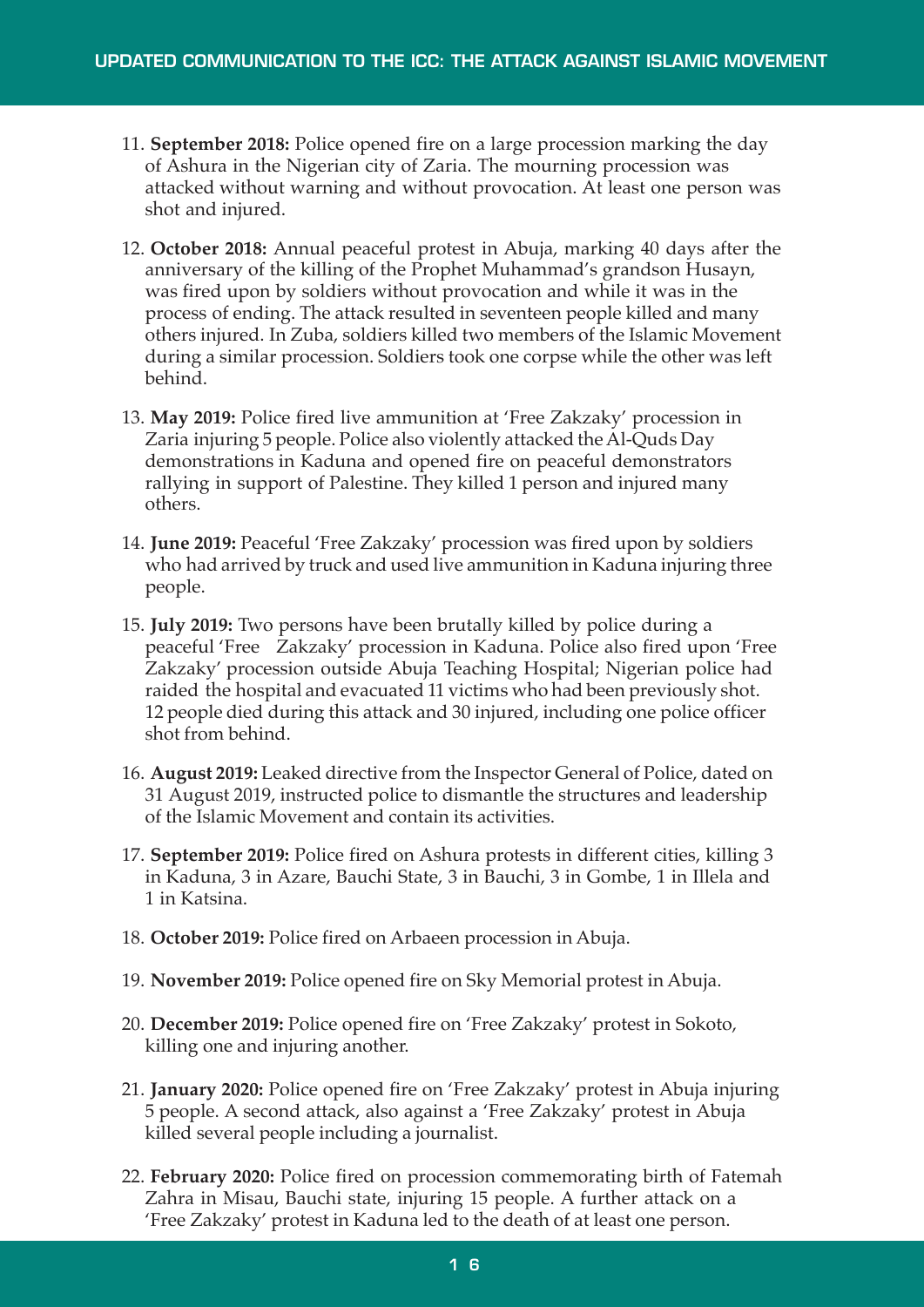11. **September 2018:** Police opened fire on a large procession marking the day of Ashura in the Nigerian city of Zaria. The mourning procession was attacked without warning and without provocation. At least one person was shot and injured.

12. **October 2018:** Annual peaceful protest in Abuja, marking 40 days after the anniversary of the killing of the Prophet Muhammad's grandson Husayn, was fired upon by soldiers without provocation and while it was in the process of ending. The attack resulted in seventeen people killed and many others injured. In Zuba, soldiers killed two members of the Islamic Movement during a similar procession. Soldiers took one corpse while the other was left behind.

13. **May 2019:** Police fired live ammunition at 'Free Zakzaky' procession in Zaria injuring 5 people. Police also violently attacked the Al-Quds Day demonstrations in Kaduna and opened fire on peaceful demonstrators rallying in support of Palestine. They killed 1 person and injured many others.

14. **June 2019:** Peaceful 'Free Zakzaky' procession was fired upon by soldiers who had arrived by truck and used live ammunition in Kaduna injuring three people.

15. **July 2019:** Two persons have been brutally killed by police during a peaceful 'Free Zakzaky' procession in Kaduna. Police also fired upon 'Free Zakzaky' procession outside Abuja Teaching Hospital; Nigerian police had raided the hospital and evacuated 11 victims who had been previously shot. 12 people died during this attack and 30 injured, including one police officer shot from behind.

16. **August 2019:** Leaked directive from the Inspector General of Police, dated on 31 August 2019, instructed police to dismantle the structures and leadership of the Islamic Movement and contain its activities.

17. **September 2019:** Police fired on Ashura protests in different cities, killing 3 in Kaduna, 3 in Azare, Bauchi State, 3 in Bauchi, 3 in Gombe, 1 in Illela and 1 in Katsina.

18. **October 2019:** Police fired on Arbaeen procession in Abuja.

19. **November 2019:** Police opened fire on Sky Memorial protest in Abuja.

20. **December 2019:** Police opened fire on 'Free Zakzaky' protest in Sokoto, killing one and injuring another.

21. **January 2020:** Police opened fire on 'Free Zakzaky' protest in Abuja injuring 5 people. A second attack, also against a 'Free Zakzaky' protest in Abuja killed several people including a journalist.

22. **February 2020:** Police fired on procession commemorating birth of Fatemah Zahra in Misau, Bauchi state, injuring 15 people. A further attack on a 'Free Zakzaky' protest in Kaduna led to the death of at least one person.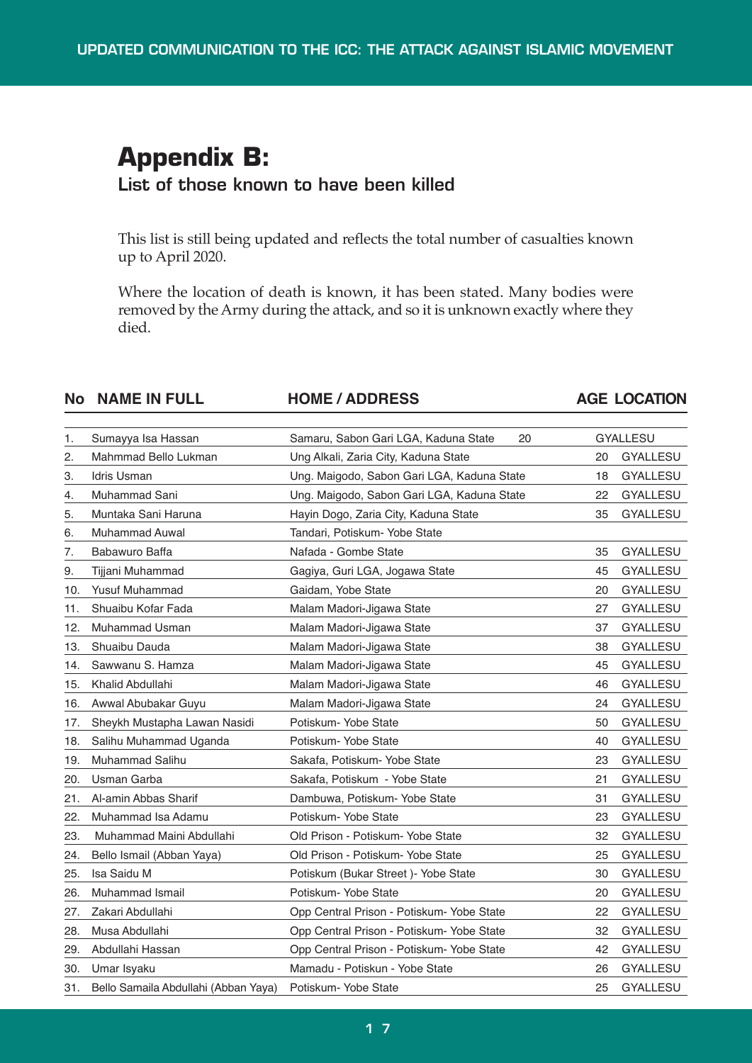# Appendix B:

## List of those known to have been killed

This list is still being updated and reflects the total number of casualties known up to April 2020.

Where the location of death is known, it has been stated. Many bodies were removed by the Army during the attack, and so it is unknown exactly where they died.

| No | NAME IN FULL | HOME / ADDRESS | AGE | LOCATION |
|---|---|---|---|---|
| 1. | Sumayya Isa Hassan | Samaru, Sabon Gari LGA, Kaduna State | 20 | GYALLESU |
| 2. | Mahmmad Bello Lukman | Ung Alkali, Zaria City, Kaduna State | 20 | GYALLESU |
| 3. | Idris Usman | Ung. Maigodo, Sabon Gari LGA, Kaduna State | 18 | GYALLESU |
| 4. | Muhammad Sani | Ung. Maigodo, Sabon Gari LGA, Kaduna State | 22 | GYALLESU |
| 5. | Muntaka Sani Haruna | Hayin Dogo, Zaria City, Kaduna State | 35 | GYALLESU |
| 6. | Muhammad Auwal | Tandari, Potiskum- Yobe State | | |
| 7. | Babawuro Baffa | Nafada - Gombe State | 35 | GYALLESU |
| 9. | Tijjani Muhammad | Gagiya, Guri LGA, Jogawa State | 45 | GYALLESU |
| 10. | Yusuf Muhammad | Gaidam, Yobe State | 20 | GYALLESU |
| 11. | Shuaibu Kofar Fada | Malam Madori-Jigawa State | 27 | GYALLESU |
| 12. | Muhammad Usman | Malam Madori-Jigawa State | 37 | GYALLESU |
| 13. | Shuaibu Dauda | Malam Madori-Jigawa State | 38 | GYALLESU |
| 14. | Sawwanu S. Hamza | Malam Madori-Jigawa State | 45 | GYALLESU |
| 15. | Khalid Abdullahi | Malam Madori-Jigawa State | 46 | GYALLESU |
| 16. | Awwal Abubakar Guyu | Malam Madori-Jigawa State | 24 | GYALLESU |
| 17. | Sheykh Mustapha Lawan Nasidi | Potiskum- Yobe State | 50 | GYALLESU |
| 18. | Salihu Muhammad Uganda | Potiskum- Yobe State | 40 | GYALLESU |
| 19. | Muhammad Salihu | Sakafa, Potiskum- Yobe State | 23 | GYALLESU |
| 20. | Usman Garba | Sakafa, Potiskum - Yobe State | 21 | GYALLESU |
| 21. | Al-amin Abbas Sharif | Dambuwa, Potiskum- Yobe State | 31 | GYALLESU |
| 22. | Muhammad Isa Adamu | Potiskum- Yobe State | 23 | GYALLESU |
| 23. | Muhammad Maini Abdullahi | Old Prison - Potiskum- Yobe State | 32 | GYALLESU |
| 24. | Bello Ismail (Abban Yaya) | Old Prison - Potiskum- Yobe State | 25 | GYALLESU |
| 25. | Isa Saidu M | Potiskum (Bukar Street )- Yobe State | 30 | GYALLESU |
| 26. | Muhammad Ismail | Potiskum- Yobe State | 20 | GYALLESU |
| 27. | Zakari Abdullahi | Opp Central Prison - Potiskum- Yobe State | 22 | GYALLESU |
| 28. | Musa Abdullahi | Opp Central Prison - Potiskum- Yobe State | 32 | GYALLESU |
| 29. | Abdullahi Hassan | Opp Central Prison - Potiskum- Yobe State | 42 | GYALLESU |
| 30. | Umar Isyaku | Mamadu - Potiskun - Yobe State | 26 | GYALLESU |
| 31. | Bello Samaila Abdullahi (Abban Yaya) | Potiskum- Yobe State | 25 | GYALLESU |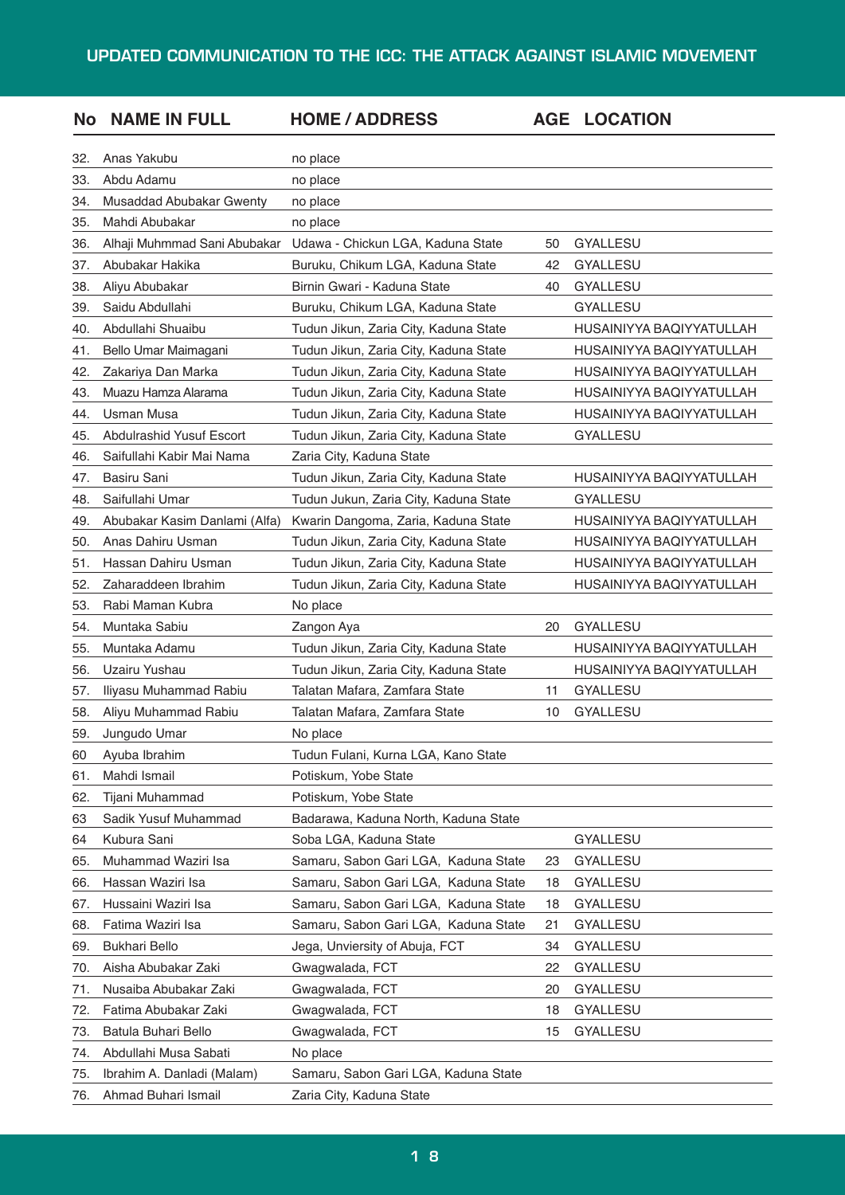| No | NAME IN FULL | HOME / ADDRESS | AGE | LOCATION |
|---|---|---|---|---|
| 32. | Anas Yakubu | no place | | |
| 33. | Abdu Adamu | no place | | |
| 34. | Musaddad Abubakar Gwenty | no place | | |
| 35. | Mahdi Abubakar | no place | | |
| 36. | Alhaji Muhmmad Sani Abubakar | Udawa - Chickun LGA, Kaduna State | 50 | GYALLESU |
| 37. | Abubakar Hakika | Buruku, Chikum LGA, Kaduna State | 42 | GYALLESU |
| 38. | Aliyu Abubakar | Birnin Gwari - Kaduna State | 40 | GYALLESU |
| 39. | Saidu Abdullahi | Buruku, Chikum LGA, Kaduna State | | GYALLESU |
| 40. | Abdullahi Shuaibu | Tudun Jikun, Zaria City, Kaduna State | | HUSAINIYYA BAQIYYATULLAH |
| 41. | Bello Umar Maimagani | Tudun Jikun, Zaria City, Kaduna State | | HUSAINIYYA BAQIYYATULLAH |
| 42. | Zakariya Dan Marka | Tudun Jikun, Zaria City, Kaduna State | | HUSAINIYYA BAQIYYATULLAH |
| 43. | Muazu Hamza Alarama | Tudun Jikun, Zaria City, Kaduna State | | HUSAINIYYA BAQIYYATULLAH |
| 44. | Usman Musa | Tudun Jikun, Zaria City, Kaduna State | | HUSAINIYYA BAQIYYATULLAH |
| 45. | Abdulrashid Yusuf Escort | Tudun Jikun, Zaria City, Kaduna State | | GYALLESU |
| 46. | Saifullahi Kabir Mai Nama | Zaria City, Kaduna State | | |
| 47. | Basiru Sani | Tudun Jikun, Zaria City, Kaduna State | | HUSAINIYYA BAQIYYATULLAH |
| 48. | Saifullahi Umar | Tudun Jukun, Zaria City, Kaduna State | | GYALLESU |
| 49. | Abubakar Kasim Danlami (Alfa) | Kwarin Dangoma, Zaria, Kaduna State | | HUSAINIYYA BAQIYYATULLAH |
| 50. | Anas Dahiru Usman | Tudun Jikun, Zaria City, Kaduna State | | HUSAINIYYA BAQIYYATULLAH |
| 51. | Hassan Dahiru Usman | Tudun Jikun, Zaria City, Kaduna State | | HUSAINIYYA BAQIYYATULLAH |
| 52. | Zaharaddeen Ibrahim | Tudun Jikun, Zaria City, Kaduna State | | HUSAINIYYA BAQIYYATULLAH |
| 53. | Rabi Maman Kubra | No place | | |
| 54. | Muntaka Sabiu | Zangon Aya | 20 | GYALLESU |
| 55. | Muntaka Adamu | Tudun Jikun, Zaria City, Kaduna State | | HUSAINIYYA BAQIYYATULLAH |
| 56. | Uzairu Yushau | Tudun Jikun, Zaria City, Kaduna State | | HUSAINIYYA BAQIYYATULLAH |
| 57. | Iliyasu Muhammad Rabiu | Talatan Mafara, Zamfara State | 11 | GYALLESU |
| 58. | Aliyu Muhammad Rabiu | Talatan Mafara, Zamfara State | 10 | GYALLESU |
| 59. | Jungudo Umar | No place | | |
| 60 | Ayuba Ibrahim | Tudun Fulani, Kurna LGA, Kano State | | |
| 61. | Mahdi Ismail | Potiskum, Yobe State | | |
| 62. | Tijani Muhammad | Potiskum, Yobe State | | |
| 63 | Sadik Yusuf Muhammad | Badarawa, Kaduna North, Kaduna State | | |
| 64 | Kubura Sani | Soba LGA, Kaduna State | | GYALLESU |
| 65. | Muhammad Waziri Isa | Samaru, Sabon Gari LGA, Kaduna State | 23 | GYALLESU |
| 66. | Hassan Waziri Isa | Samaru, Sabon Gari LGA, Kaduna State | 18 | GYALLESU |
| 67. | Hussaini Waziri Isa | Samaru, Sabon Gari LGA, Kaduna State | 18 | GYALLESU |
| 68. | Fatima Waziri Isa | Samaru, Sabon Gari LGA, Kaduna State | 21 | GYALLESU |
| 69. | Bukhari Bello | Jega, Unviersity of Abuja, FCT | 34 | GYALLESU |
| 70. | Aisha Abubakar Zaki | Gwagwalada, FCT | 22 | GYALLESU |
| 71. | Nusaiba Abubakar Zaki | Gwagwalada, FCT | 20 | GYALLESU |
| 72. | Fatima Abubakar Zaki | Gwagwalada, FCT | 18 | GYALLESU |
| 73. | Batula Buhari Bello | Gwagwalada, FCT | 15 | GYALLESU |
| 74. | Abdullahi Musa Sabati | No place | | |
| 75. | Ibrahim A. Danladi (Malam) | Samaru, Sabon Gari LGA, Kaduna State | | |
| 76. | Ahmad Buhari Ismail | Zaria City, Kaduna State | | |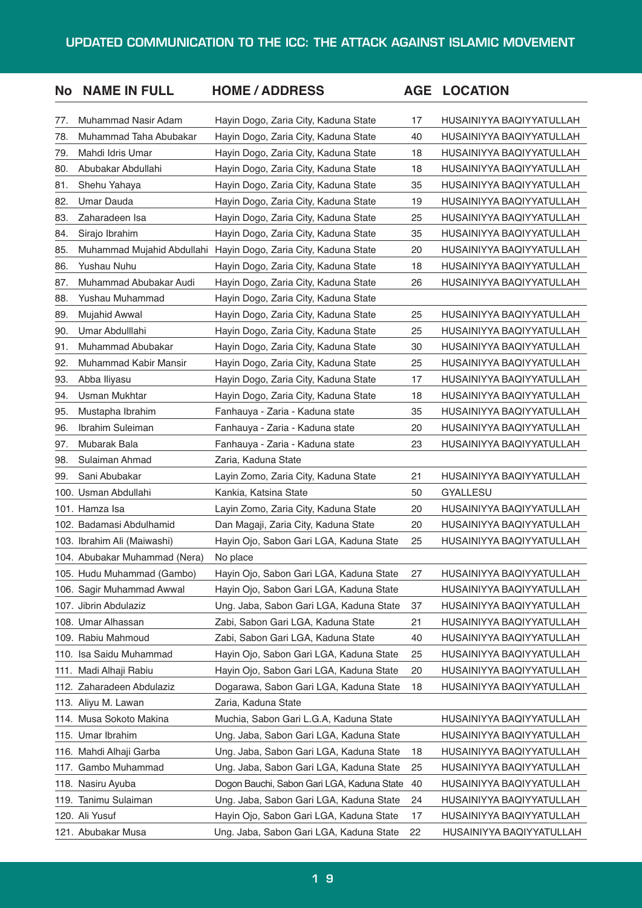| No | NAME IN FULL | HOME / ADDRESS | AGE | LOCATION |
|---|---|---|---|---|
| 77. | Muhammad Nasir Adam | Hayin Dogo, Zaria City, Kaduna State | 17 | HUSAINIYYA BAQIYYATULLAH |
| 78. | Muhammad Taha Abubakar | Hayin Dogo, Zaria City, Kaduna State | 40 | HUSAINIYYA BAQIYYATULLAH |
| 79. | Mahdi Idris Umar | Hayin Dogo, Zaria City, Kaduna State | 18 | HUSAINIYYA BAQIYYATULLAH |
| 80. | Abubakar Abdullahi | Hayin Dogo, Zaria City, Kaduna State | 18 | HUSAINIYYA BAQIYYATULLAH |
| 81. | Shehu Yahaya | Hayin Dogo, Zaria City, Kaduna State | 35 | HUSAINIYYA BAQIYYATULLAH |
| 82. | Umar Dauda | Hayin Dogo, Zaria City, Kaduna State | 19 | HUSAINIYYA BAQIYYATULLAH |
| 83. | Zaharadeen Isa | Hayin Dogo, Zaria City, Kaduna State | 25 | HUSAINIYYA BAQIYYATULLAH |
| 84. | Sirajo Ibrahim | Hayin Dogo, Zaria City, Kaduna State | 35 | HUSAINIYYA BAQIYYATULLAH |
| 85. | Muhammad Mujahid Abdullahi | Hayin Dogo, Zaria City, Kaduna State | 20 | HUSAINIYYA BAQIYYATULLAH |
| 86. | Yushau Nuhu | Hayin Dogo, Zaria City, Kaduna State | 18 | HUSAINIYYA BAQIYYATULLAH |
| 87. | Muhammad Abubakar Audi | Hayin Dogo, Zaria City, Kaduna State | 26 | HUSAINIYYA BAQIYYATULLAH |
| 88. | Yushau Muhammad | Hayin Dogo, Zaria City, Kaduna State | | |
| 89. | Mujahid Awwal | Hayin Dogo, Zaria City, Kaduna State | 25 | HUSAINIYYA BAQIYYATULLAH |
| 90. | Umar Abdulllahi | Hayin Dogo, Zaria City, Kaduna State | 25 | HUSAINIYYA BAQIYYATULLAH |
| 91. | Muhammad Abubakar | Hayin Dogo, Zaria City, Kaduna State | 30 | HUSAINIYYA BAQIYYATULLAH |
| 92. | Muhammad Kabir Mansir | Hayin Dogo, Zaria City, Kaduna State | 25 | HUSAINIYYA BAQIYYATULLAH |
| 93. | Abba Iliyasu | Hayin Dogo, Zaria City, Kaduna State | 17 | HUSAINIYYA BAQIYYATULLAH |
| 94. | Usman Mukhtar | Hayin Dogo, Zaria City, Kaduna State | 18 | HUSAINIYYA BAQIYYATULLAH |
| 95. | Mustapha Ibrahim | Fanhauya - Zaria - Kaduna state | 35 | HUSAINIYYA BAQIYYATULLAH |
| 96. | Ibrahim Suleiman | Fanhauya - Zaria - Kaduna state | 20 | HUSAINIYYA BAQIYYATULLAH |
| 97. | Mubarak Bala | Fanhauya - Zaria - Kaduna state | 23 | HUSAINIYYA BAQIYYATULLAH |
| 98. | Sulaiman Ahmad | Zaria, Kaduna State | | |
| 99. | Sani Abubakar | Layin Zomo, Zaria City, Kaduna State | 21 | HUSAINIYYA BAQIYYATULLAH |
| 100. | Usman Abdullahi | Kankia, Katsina State | 50 | GYALLESU |
| 101. | Hamza Isa | Layin Zomo, Zaria City, Kaduna State | 20 | HUSAINIYYA BAQIYYATULLAH |
| 102. | Badamasi Abdulhamid | Dan Magaji, Zaria City, Kaduna State | 20 | HUSAINIYYA BAQIYYATULLAH |
| 103. | Ibrahim Ali (Maiwashi) | Hayin Ojo, Sabon Gari LGA, Kaduna State | 25 | HUSAINIYYA BAQIYYATULLAH |
| 104. | Abubakar Muhammad (Nera) | No place | | |
| 105. | Hudu Muhammad (Gambo) | Hayin Ojo, Sabon Gari LGA, Kaduna State | 27 | HUSAINIYYA BAQIYYATULLAH |
| 106. | Sagir Muhammad Awwal | Hayin Ojo, Sabon Gari LGA, Kaduna State | | HUSAINIYYA BAQIYYATULLAH |
| 107. | Jibrin Abdulaziz | Ung. Jaba, Sabon Gari LGA, Kaduna State | 37 | HUSAINIYYA BAQIYYATULLAH |
| 108. | Umar Alhassan | Zabi, Sabon Gari LGA, Kaduna State | 21 | HUSAINIYYA BAQIYYATULLAH |
| 109. | Rabiu Mahmoud | Zabi, Sabon Gari LGA, Kaduna State | 40 | HUSAINIYYA BAQIYYATULLAH |
| 110. | Isa Saidu Muhammad | Hayin Ojo, Sabon Gari LGA, Kaduna State | 25 | HUSAINIYYA BAQIYYATULLAH |
| 111. | Madi Alhaji Rabiu | Hayin Ojo, Sabon Gari LGA, Kaduna State | 20 | HUSAINIYYA BAQIYYATULLAH |
| 112. | Zaharadeen Abdulaziz | Dogarawa, Sabon Gari LGA, Kaduna State | 18 | HUSAINIYYA BAQIYYATULLAH |
| 113. | Aliyu M. Lawan | Zaria, Kaduna State | | |
| 114. | Musa Sokoto Makina | Muchia, Sabon Gari L.G.A, Kaduna State | | HUSAINIYYA BAQIYYATULLAH |
| 115. | Umar Ibrahim | Ung. Jaba, Sabon Gari LGA, Kaduna State | | HUSAINIYYA BAQIYYATULLAH |
| 116. | Mahdi Alhaji Garba | Ung. Jaba, Sabon Gari LGA, Kaduna State | 18 | HUSAINIYYA BAQIYYATULLAH |
| 117. | Gambo Muhammad | Ung. Jaba, Sabon Gari LGA, Kaduna State | 25 | HUSAINIYYA BAQIYYATULLAH |
| 118. | Nasiru Ayuba | Dogon Bauchi, Sabon Gari LGA, Kaduna State | 40 | HUSAINIYYA BAQIYYATULLAH |
| 119. | Tanimu Sulaiman | Ung. Jaba, Sabon Gari LGA, Kaduna State | 24 | HUSAINIYYA BAQIYYATULLAH |
| 120. | Ali Yusuf | Hayin Ojo, Sabon Gari LGA, Kaduna State | 17 | HUSAINIYYA BAQIYYATULLAH |
| 121. | Abubakar Musa | Ung. Jaba, Sabon Gari LGA, Kaduna State | 22 | HUSAINIYYA BAQIYYATULLAH |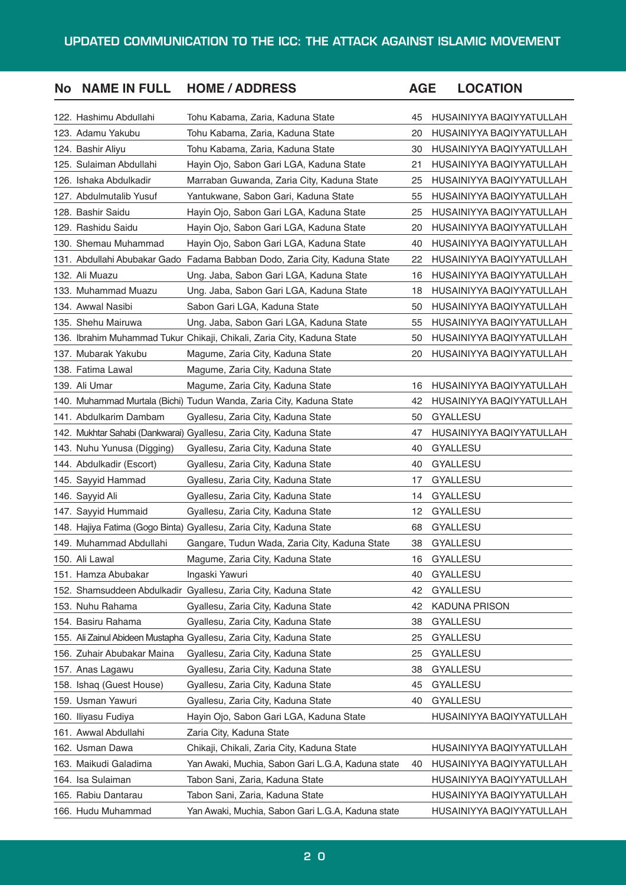| No | NAME IN FULL | HOME / ADDRESS | AGE | LOCATION |
|---|---|---|---|---|
| 122. | Hashimu Abdullahi | Tohu Kabama, Zaria, Kaduna State | 45 | HUSAINIYYA BAQIYYATULLAH |
| 123. | Adamu Yakubu | Tohu Kabama, Zaria, Kaduna State | 20 | HUSAINIYYA BAQIYYATULLAH |
| 124. | Bashir Aliyu | Tohu Kabama, Zaria, Kaduna State | 30 | HUSAINIYYA BAQIYYATULLAH |
| 125. | Sulaiman Abdullahi | Hayin Ojo, Sabon Gari LGA, Kaduna State | 21 | HUSAINIYYA BAQIYYATULLAH |
| 126. | Ishaka Abdulkadir | Marraban Guwanda, Zaria City, Kaduna State | 25 | HUSAINIYYA BAQIYYATULLAH |
| 127. | Abdulmutalib Yusuf | Yantukwane, Sabon Gari, Kaduna State | 55 | HUSAINIYYA BAQIYYATULLAH |
| 128. | Bashir Saidu | Hayin Ojo, Sabon Gari LGA, Kaduna State | 25 | HUSAINIYYA BAQIYYATULLAH |
| 129. | Rashidu Saidu | Hayin Ojo, Sabon Gari LGA, Kaduna State | 20 | HUSAINIYYA BAQIYYATULLAH |
| 130. | Shemau Muhammad | Hayin Ojo, Sabon Gari LGA, Kaduna State | 40 | HUSAINIYYA BAQIYYATULLAH |
| 131. | Abdullahi Abubakar Gado | Fadama Babban Dodo, Zaria City, Kaduna State | 22 | HUSAINIYYA BAQIYYATULLAH |
| 132. | Ali Muazu | Ung. Jaba, Sabon Gari LGA, Kaduna State | 16 | HUSAINIYYA BAQIYYATULLAH |
| 133. | Muhammad Muazu | Ung. Jaba, Sabon Gari LGA, Kaduna State | 18 | HUSAINIYYA BAQIYYATULLAH |
| 134. | Awwal Nasibi | Sabon Gari LGA, Kaduna State | 50 | HUSAINIYYA BAQIYYATULLAH |
| 135. | Shehu Mairuwa | Ung. Jaba, Sabon Gari LGA, Kaduna State | 55 | HUSAINIYYA BAQIYYATULLAH |
| 136. | Ibrahim Muhammad Tukur | Chikaji, Chikali, Zaria City, Kaduna State | 50 | HUSAINIYYA BAQIYYATULLAH |
| 137. | Mubarak Yakubu | Magume, Zaria City, Kaduna State | 20 | HUSAINIYYA BAQIYYATULLAH |
| 138. | Fatima Lawal | Magume, Zaria City, Kaduna State | | |
| 139. | Ali Umar | Magume, Zaria City, Kaduna State | 16 | HUSAINIYYA BAQIYYATULLAH |
| 140. | Muhammad Murtala (Bichi) | Tudun Wanda, Zaria City, Kaduna State | 42 | HUSAINIYYA BAQIYYATULLAH |
| 141. | Abdulkarim Dambam | Gyallesu, Zaria City, Kaduna State | 50 | GYALLESU |
| 142. | Mukhtar Sahabi (Dankwarai) | Gyallesu, Zaria City, Kaduna State | 47 | HUSAINIYYA BAQIYYATULLAH |
| 143. | Nuhu Yunusa (Digging) | Gyallesu, Zaria City, Kaduna State | 40 | GYALLESU |
| 144. | Abdulkadir (Escort) | Gyallesu, Zaria City, Kaduna State | 40 | GYALLESU |
| 145. | Sayyid Hammad | Gyallesu, Zaria City, Kaduna State | 17 | GYALLESU |
| 146. | Sayyid Ali | Gyallesu, Zaria City, Kaduna State | 14 | GYALLESU |
| 147. | Sayyid Hummaid | Gyallesu, Zaria City, Kaduna State | 12 | GYALLESU |
| 148. | Hajiya Fatima (Gogo Binta) | Gyallesu, Zaria City, Kaduna State | 68 | GYALLESU |
| 149. | Muhammad Abdullahi | Gangare, Tudun Wada, Zaria City, Kaduna State | 38 | GYALLESU |
| 150. | Ali Lawal | Magume, Zaria City, Kaduna State | 16 | GYALLESU |
| 151. | Hamza Abubakar | Ingaski Yawuri | 40 | GYALLESU |
| 152. | Shamsuddeen Abdulkadir | Gyallesu, Zaria City, Kaduna State | 42 | GYALLESU |
| 153. | Nuhu Rahama | Gyallesu, Zaria City, Kaduna State | 42 | KADUNA PRISON |
| 154. | Basiru Rahama | Gyallesu, Zaria City, Kaduna State | 38 | GYALLESU |
| 155. | Ali Zainul Abideen Mustapha | Gyallesu, Zaria City, Kaduna State | 25 | GYALLESU |
| 156. | Zuhair Abubakar Maina | Gyallesu, Zaria City, Kaduna State | 25 | GYALLESU |
| 157. | Anas Lagawu | Gyallesu, Zaria City, Kaduna State | 38 | GYALLESU |
| 158. | Ishaq (Guest House) | Gyallesu, Zaria City, Kaduna State | 45 | GYALLESU |
| 159. | Usman Yawuri | Gyallesu, Zaria City, Kaduna State | 40 | GYALLESU |
| 160. | Iliyasu Fudiya | Hayin Ojo, Sabon Gari LGA, Kaduna State | | HUSAINIYYA BAQIYYATULLAH |
| 161. | Awwal Abdullahi | Zaria City, Kaduna State | | |
| 162. | Usman Dawa | Chikaji, Chikali, Zaria City, Kaduna State | | HUSAINIYYA BAQIYYATULLAH |
| 163. | Maikudi Galadima | Yan Awaki, Muchia, Sabon Gari L.G.A, Kaduna state | 40 | HUSAINIYYA BAQIYYATULLAH |
| 164. | Isa Sulaiman | Tabon Sani, Zaria, Kaduna State | | HUSAINIYYA BAQIYYATULLAH |
| 165. | Rabiu Dantarau | Tabon Sani, Zaria, Kaduna State | | HUSAINIYYA BAQIYYATULLAH |
| 166. | Hudu Muhammad | Yan Awaki, Muchia, Sabon Gari L.G.A, Kaduna state | | HUSAINIYYA BAQIYYATULLAH |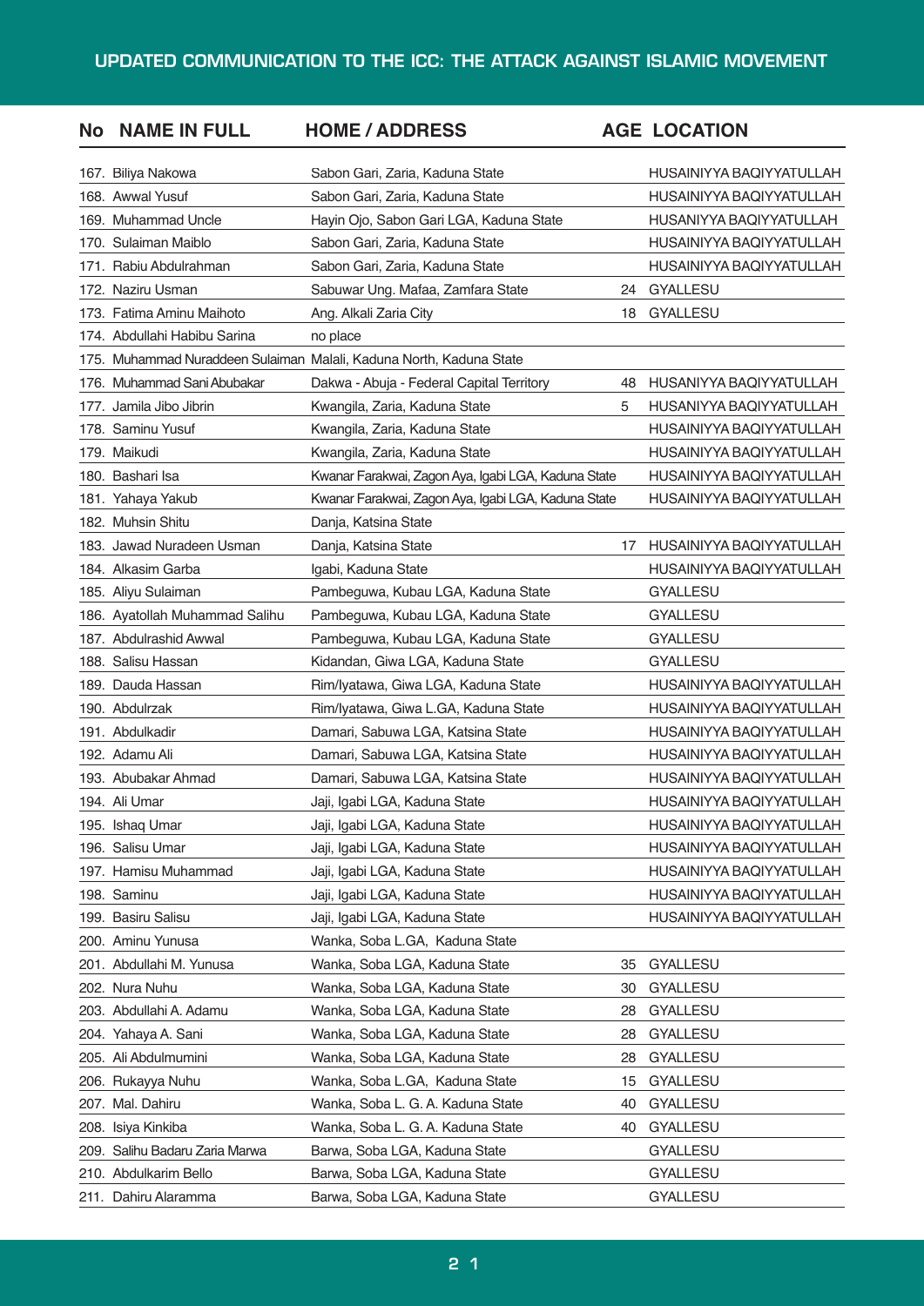## UPDATED COMMUNICATION TO THE ICC: THE ATTACK AGAINST ISLAMIC MOVEMENT

| No | NAME IN FULL | HOME / ADDRESS | AGE | LOCATION |
|---|---|---|---|---|
| 167. | Biliya Nakowa | Sabon Gari, Zaria, Kaduna State | | HUSAINIYYA BAQIYYATULLAH |
| 168. | Awwal Yusuf | Sabon Gari, Zaria, Kaduna State | | HUSAINIYYA BAQIYYATULLAH |
| 169. | Muhammad Uncle | Hayin Ojo, Sabon Gari LGA, Kaduna State | | HUSANIYYA BAQIYYATULLAH |
| 170. | Sulaiman Maiblo | Sabon Gari, Zaria, Kaduna State | | HUSAINIYYA BAQIYYATULLAH |
| 171. | Rabiu Abdulrahman | Sabon Gari, Zaria, Kaduna State | | HUSAINIYYA BAQIYYATULLAH |
| 172. | Naziru Usman | Sabuwar Ung. Mafaa, Zamfara State | 24 | GYALLESU |
| 173. | Fatima Aminu Maihoto | Ang. Alkali Zaria City | 18 | GYALLESU |
| 174. | Abdullahi Habibu Sarina | no place | | |
| 175. | Muhammad Nuraddeen Sulaiman | Malali, Kaduna North, Kaduna State | | |
| 176. | Muhammad Sani Abubakar | Dakwa - Abuja - Federal Capital Territory | 48 | HUSANIYYA BAQIYYATULLAH |
| 177. | Jamila Jibo Jibrin | Kwangila, Zaria, Kaduna State | 5 | HUSANIYYA BAQIYYATULLAH |
| 178. | Saminu Yusuf | Kwangila, Zaria, Kaduna State | | HUSAINIYYA BAQIYYATULLAH |
| 179. | Maikudi | Kwangila, Zaria, Kaduna State | | HUSAINIYYA BAQIYYATULLAH |
| 180. | Bashari Isa | Kwanar Farakwai, Zagon Aya, Igabi LGA, Kaduna State | | HUSAINIYYA BAQIYYATULLAH |
| 181. | Yahaya Yakub | Kwanar Farakwai, Zagon Aya, Igabi LGA, Kaduna State | | HUSAINIYYA BAQIYYATULLAH |
| 182. | Muhsin Shitu | Danja, Katsina State | | |
| 183. | Jawad Nuradeen Usman | Danja, Katsina State | 17 | HUSAINIYYA BAQIYYATULLAH |
| 184. | Alkasim Garba | Igabi, Kaduna State | | HUSAINIYYA BAQIYYATULLAH |
| 185. | Aliyu Sulaiman | Pambeguwa, Kubau LGA, Kaduna State | | GYALLESU |
| 186. | Ayatollah Muhammad Salihu | Pambeguwa, Kubau LGA, Kaduna State | | GYALLESU |
| 187. | Abdulrashid Awwal | Pambeguwa, Kubau LGA, Kaduna State | | GYALLESU |
| 188. | Salisu Hassan | Kidandan, Giwa LGA, Kaduna State | | GYALLESU |
| 189. | Dauda Hassan | Rim/Iyatawa, Giwa LGA, Kaduna State | | HUSAINIYYA BAQIYYATULLAH |
| 190. | Abdulrzak | Rim/Iyatawa, Giwa L.GA, Kaduna State | | HUSAINIYYA BAQIYYATULLAH |
| 191. | Abdulkadir | Damari, Sabuwa LGA, Katsina State | | HUSAINIYYA BAQIYYATULLAH |
| 192. | Adamu Ali | Damari, Sabuwa LGA, Katsina State | | HUSAINIYYA BAQIYYATULLAH |
| 193. | Abubakar Ahmad | Damari, Sabuwa LGA, Katsina State | | HUSAINIYYA BAQIYYATULLAH |
| 194. | Ali Umar | Jaji, Igabi LGA, Kaduna State | | HUSAINIYYA BAQIYYATULLAH |
| 195. | Ishaq Umar | Jaji, Igabi LGA, Kaduna State | | HUSAINIYYA BAQIYYATULLAH |
| 196. | Salisu Umar | Jaji, Igabi LGA, Kaduna State | | HUSAINIYYA BAQIYYATULLAH |
| 197. | Hamisu Muhammad | Jaji, Igabi LGA, Kaduna State | | HUSAINIYYA BAQIYYATULLAH |
| 198. | Saminu | Jaji, Igabi LGA, Kaduna State | | HUSAINIYYA BAQIYYATULLAH |
| 199. | Basiru Salisu | Jaji, Igabi LGA, Kaduna State | | HUSAINIYYA BAQIYYATULLAH |
| 200. | Aminu Yunusa | Wanka, Soba L.GA, Kaduna State | | |
| 201. | Abdullahi M. Yunusa | Wanka, Soba LGA, Kaduna State | 35 | GYALLESU |
| 202. | Nura Nuhu | Wanka, Soba LGA, Kaduna State | 30 | GYALLESU |
| 203. | Abdullahi A. Adamu | Wanka, Soba LGA, Kaduna State | 28 | GYALLESU |
| 204. | Yahaya A. Sani | Wanka, Soba LGA, Kaduna State | 28 | GYALLESU |
| 205. | Ali Abdulmumini | Wanka, Soba LGA, Kaduna State | 28 | GYALLESU |
| 206. | Rukayya Nuhu | Wanka, Soba L.GA, Kaduna State | 15 | GYALLESU |
| 207. | Mal. Dahiru | Wanka, Soba L. G. A. Kaduna State | 40 | GYALLESU |
| 208. | Isiya Kinkiba | Wanka, Soba L. G. A. Kaduna State | 40 | GYALLESU |
| 209. | Salihu Badaru Zaria Marwa | Barwa, Soba LGA, Kaduna State | | GYALLESU |
| 210. | Abdulkarim Bello | Barwa, Soba LGA, Kaduna State | | GYALLESU |
| 211. | Dahiru Alaramma | Barwa, Soba LGA, Kaduna State | | GYALLESU |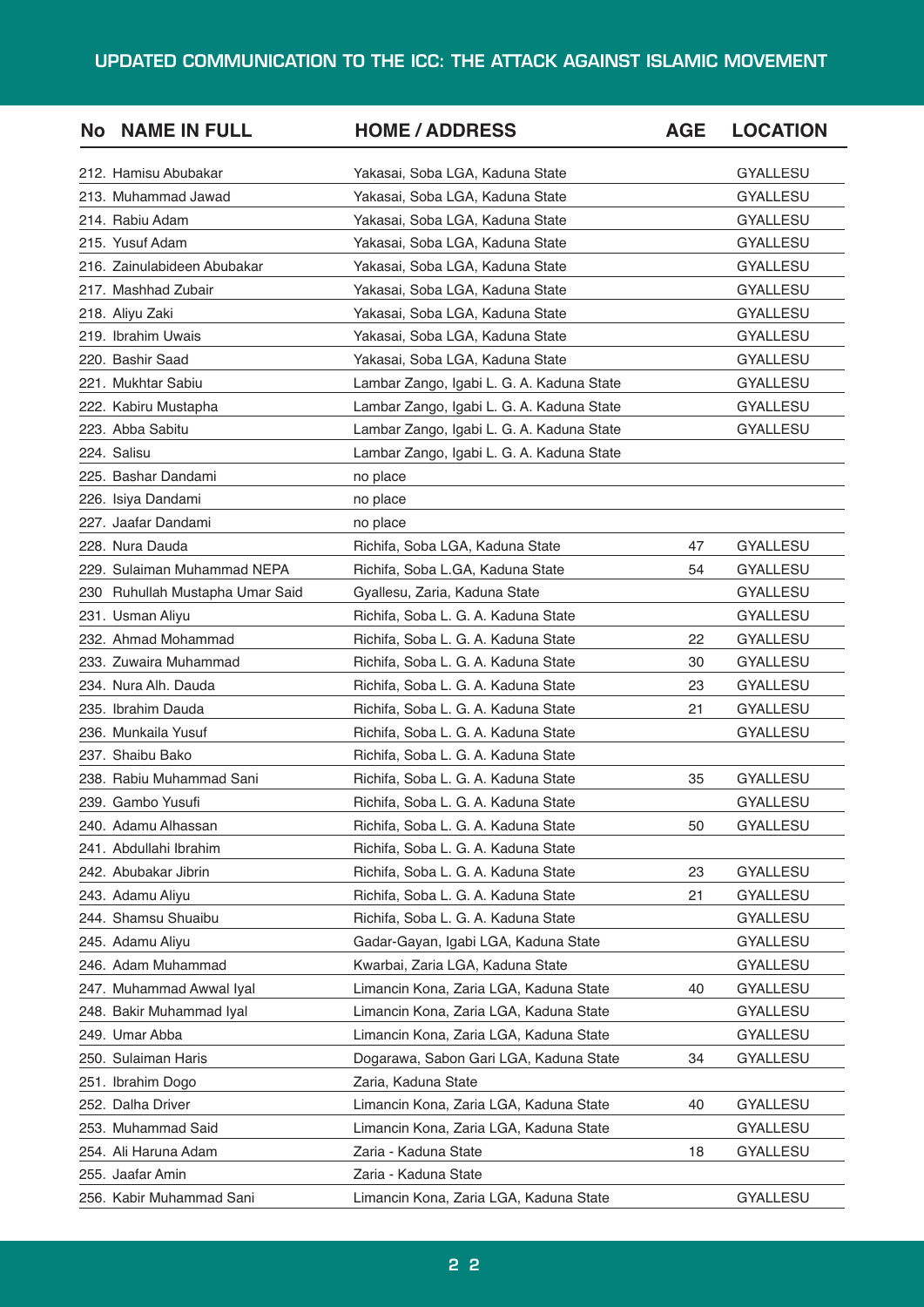| No NAME IN FULL | HOME / ADDRESS | AGE | LOCATION |
|---|---|---|---|
| 212. Hamisu Abubakar | Yakasai, Soba LGA, Kaduna State | | GYALLESU |
| 213. Muhammad Jawad | Yakasai, Soba LGA, Kaduna State | | GYALLESU |
| 214. Rabiu Adam | Yakasai, Soba LGA, Kaduna State | | GYALLESU |
| 215. Yusuf Adam | Yakasai, Soba LGA, Kaduna State | | GYALLESU |
| 216. Zainulabideen Abubakar | Yakasai, Soba LGA, Kaduna State | | GYALLESU |
| 217. Mashhad Zubair | Yakasai, Soba LGA, Kaduna State | | GYALLESU |
| 218. Aliyu Zaki | Yakasai, Soba LGA, Kaduna State | | GYALLESU |
| 219. Ibrahim Uwais | Yakasai, Soba LGA, Kaduna State | | GYALLESU |
| 220. Bashir Saad | Yakasai, Soba LGA, Kaduna State | | GYALLESU |
| 221. Mukhtar Sabiu | Lambar Zango, Igabi L. G. A. Kaduna State | | GYALLESU |
| 222. Kabiru Mustapha | Lambar Zango, Igabi L. G. A. Kaduna State | | GYALLESU |
| 223. Abba Sabitu | Lambar Zango, Igabi L. G. A. Kaduna State | | GYALLESU |
| 224. Salisu | Lambar Zango, Igabi L. G. A. Kaduna State | | |
| 225. Bashar Dandami | no place | | |
| 226. Isiya Dandami | no place | | |
| 227. Jaafar Dandami | no place | | |
| 228. Nura Dauda | Richifa, Soba LGA, Kaduna State | 47 | GYALLESU |
| 229. Sulaiman Muhammad NEPA | Richifa, Soba L.GA, Kaduna State | 54 | GYALLESU |
| 230 Ruhullah Mustapha Umar Said | Gyallesu, Zaria, Kaduna State | | GYALLESU |
| 231. Usman Aliyu | Richifa, Soba L. G. A. Kaduna State | | GYALLESU |
| 232. Ahmad Mohammad | Richifa, Soba L. G. A. Kaduna State | 22 | GYALLESU |
| 233. Zuwaira Muhammad | Richifa, Soba L. G. A. Kaduna State | 30 | GYALLESU |
| 234. Nura Alh. Dauda | Richifa, Soba L. G. A. Kaduna State | 23 | GYALLESU |
| 235. Ibrahim Dauda | Richifa, Soba L. G. A. Kaduna State | 21 | GYALLESU |
| 236. Munkaila Yusuf | Richifa, Soba L. G. A. Kaduna State | | GYALLESU |
| 237. Shaibu Bako | Richifa, Soba L. G. A. Kaduna State | | |
| 238. Rabiu Muhammad Sani | Richifa, Soba L. G. A. Kaduna State | 35 | GYALLESU |
| 239. Gambo Yusufi | Richifa, Soba L. G. A. Kaduna State | | GYALLESU |
| 240. Adamu Alhassan | Richifa, Soba L. G. A. Kaduna State | 50 | GYALLESU |
| 241. Abdullahi Ibrahim | Richifa, Soba L. G. A. Kaduna State | | |
| 242. Abubakar Jibrin | Richifa, Soba L. G. A. Kaduna State | 23 | GYALLESU |
| 243. Adamu Aliyu | Richifa, Soba L. G. A. Kaduna State | 21 | GYALLESU |
| 244. Shamsu Shuaibu | Richifa, Soba L. G. A. Kaduna State | | GYALLESU |
| 245. Adamu Aliyu | Gadar-Gayan, Igabi LGA, Kaduna State | | GYALLESU |
| 246. Adam Muhammad | Kwarbai, Zaria LGA, Kaduna State | | GYALLESU |
| 247. Muhammad Awwal Iyal | Limancin Kona, Zaria LGA, Kaduna State | 40 | GYALLESU |
| 248. Bakir Muhammad Iyal | Limancin Kona, Zaria LGA, Kaduna State | | GYALLESU |
| 249. Umar Abba | Limancin Kona, Zaria LGA, Kaduna State | | GYALLESU |
| 250. Sulaiman Haris | Dogarawa, Sabon Gari LGA, Kaduna State | 34 | GYALLESU |
| 251. Ibrahim Dogo | Zaria, Kaduna State | | |
| 252. Dalha Driver | Limancin Kona, Zaria LGA, Kaduna State | 40 | GYALLESU |
| 253. Muhammad Said | Limancin Kona, Zaria LGA, Kaduna State | | GYALLESU |
| 254. Ali Haruna Adam | Zaria - Kaduna State | 18 | GYALLESU |
| 255. Jaafar Amin | Zaria - Kaduna State | | |
| 256. Kabir Muhammad Sani | Limancin Kona, Zaria LGA, Kaduna State | | GYALLESU |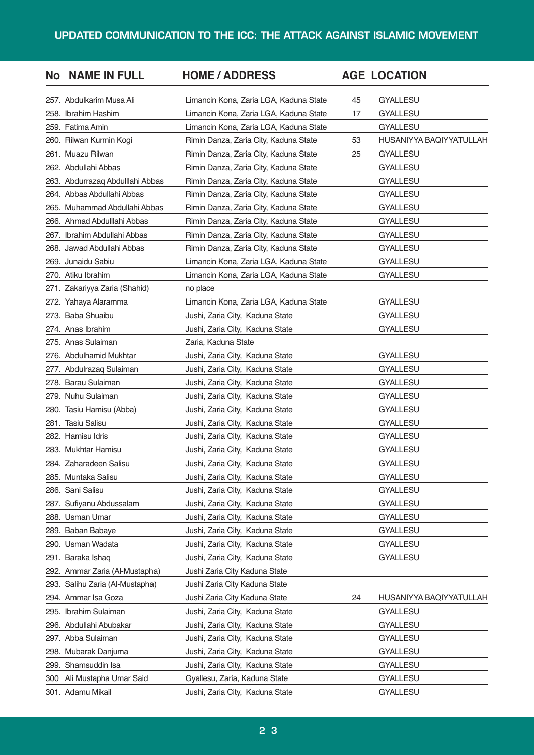| No | NAME IN FULL | HOME / ADDRESS | AGE | LOCATION |
|---|---|---|---|---|
| 257. | Abdulkarim Musa Ali | Limancin Kona, Zaria LGA, Kaduna State | 45 | GYALLESU |
| 258. | Ibrahim Hashim | Limancin Kona, Zaria LGA, Kaduna State | 17 | GYALLESU |
| 259. | Fatima Amin | Limancin Kona, Zaria LGA, Kaduna State | | GYALLESU |
| 260. | Rilwan Kurmin Kogi | Rimin Danza, Zaria City, Kaduna State | 53 | HUSANIYYA BAQIYYATULLAH |
| 261. | Muazu Rilwan | Rimin Danza, Zaria City, Kaduna State | 25 | GYALLESU |
| 262. | Abdullahi Abbas | Rimin Danza, Zaria City, Kaduna State | | GYALLESU |
| 263. | Abdurrazaq Abdulllahi Abbas | Rimin Danza, Zaria City, Kaduna State | | GYALLESU |
| 264. | Abbas Abdullahi Abbas | Rimin Danza, Zaria City, Kaduna State | | GYALLESU |
| 265. | Muhammad Abdullahi Abbas | Rimin Danza, Zaria City, Kaduna State | | GYALLESU |
| 266. | Ahmad Abdulllahi Abbas | Rimin Danza, Zaria City, Kaduna State | | GYALLESU |
| 267. | Ibrahim Abdullahi Abbas | Rimin Danza, Zaria City, Kaduna State | | GYALLESU |
| 268. | Jawad Abdullahi Abbas | Rimin Danza, Zaria City, Kaduna State | | GYALLESU |
| 269. | Junaidu Sabiu | Limancin Kona, Zaria LGA, Kaduna State | | GYALLESU |
| 270. | Atiku Ibrahim | Limancin Kona, Zaria LGA, Kaduna State | | GYALLESU |
| 271. | Zakariyya Zaria (Shahid) | no place | | |
| 272. | Yahaya Alaramma | Limancin Kona, Zaria LGA, Kaduna State | | GYALLESU |
| 273. | Baba Shuaibu | Jushi, Zaria City, Kaduna State | | GYALLESU |
| 274. | Anas Ibrahim | Jushi, Zaria City, Kaduna State | | GYALLESU |
| 275. | Anas Sulaiman | Zaria, Kaduna State | | |
| 276. | Abdulhamid Mukhtar | Jushi, Zaria City, Kaduna State | | GYALLESU |
| 277. | Abdulrazaq Sulaiman | Jushi, Zaria City, Kaduna State | | GYALLESU |
| 278. | Barau Sulaiman | Jushi, Zaria City, Kaduna State | | GYALLESU |
| 279. | Nuhu Sulaiman | Jushi, Zaria City, Kaduna State | | GYALLESU |
| 280. | Tasiu Hamisu (Abba) | Jushi, Zaria City, Kaduna State | | GYALLESU |
| 281. | Tasiu Salisu | Jushi, Zaria City, Kaduna State | | GYALLESU |
| 282. | Hamisu Idris | Jushi, Zaria City, Kaduna State | | GYALLESU |
| 283. | Mukhtar Hamisu | Jushi, Zaria City, Kaduna State | | GYALLESU |
| 284. | Zaharadeen Salisu | Jushi, Zaria City, Kaduna State | | GYALLESU |
| 285. | Muntaka Salisu | Jushi, Zaria City, Kaduna State | | GYALLESU |
| 286. | Sani Salisu | Jushi, Zaria City, Kaduna State | | GYALLESU |
| 287. | Sufiyanu Abdussalam | Jushi, Zaria City, Kaduna State | | GYALLESU |
| 288. | Usman Umar | Jushi, Zaria City, Kaduna State | | GYALLESU |
| 289. | Baban Babaye | Jushi, Zaria City, Kaduna State | | GYALLESU |
| 290. | Usman Wadata | Jushi, Zaria City, Kaduna State | | GYALLESU |
| 291. | Baraka Ishaq | Jushi, Zaria City, Kaduna State | | GYALLESU |
| 292. | Ammar Zaria (Al-Mustapha) | Jushi Zaria City Kaduna State | | |
| 293. | Salihu Zaria (Al-Mustapha) | Jushi Zaria City Kaduna State | | |
| 294. | Ammar Isa Goza | Jushi Zaria City Kaduna State | 24 | HUSANIYYA BAQIYYATULLAH |
| 295. | Ibrahim Sulaiman | Jushi, Zaria City, Kaduna State | | GYALLESU |
| 296. | Abdullahi Abubakar | Jushi, Zaria City, Kaduna State | | GYALLESU |
| 297. | Abba Sulaiman | Jushi, Zaria City, Kaduna State | | GYALLESU |
| 298. | Mubarak Danjuma | Jushi, Zaria City, Kaduna State | | GYALLESU |
| 299. | Shamsuddin Isa | Jushi, Zaria City, Kaduna State | | GYALLESU |
| 300 | Ali Mustapha Umar Said | Gyallesu, Zaria, Kaduna State | | GYALLESU |
| 301. | Adamu Mikail | Jushi, Zaria City, Kaduna State | | GYALLESU |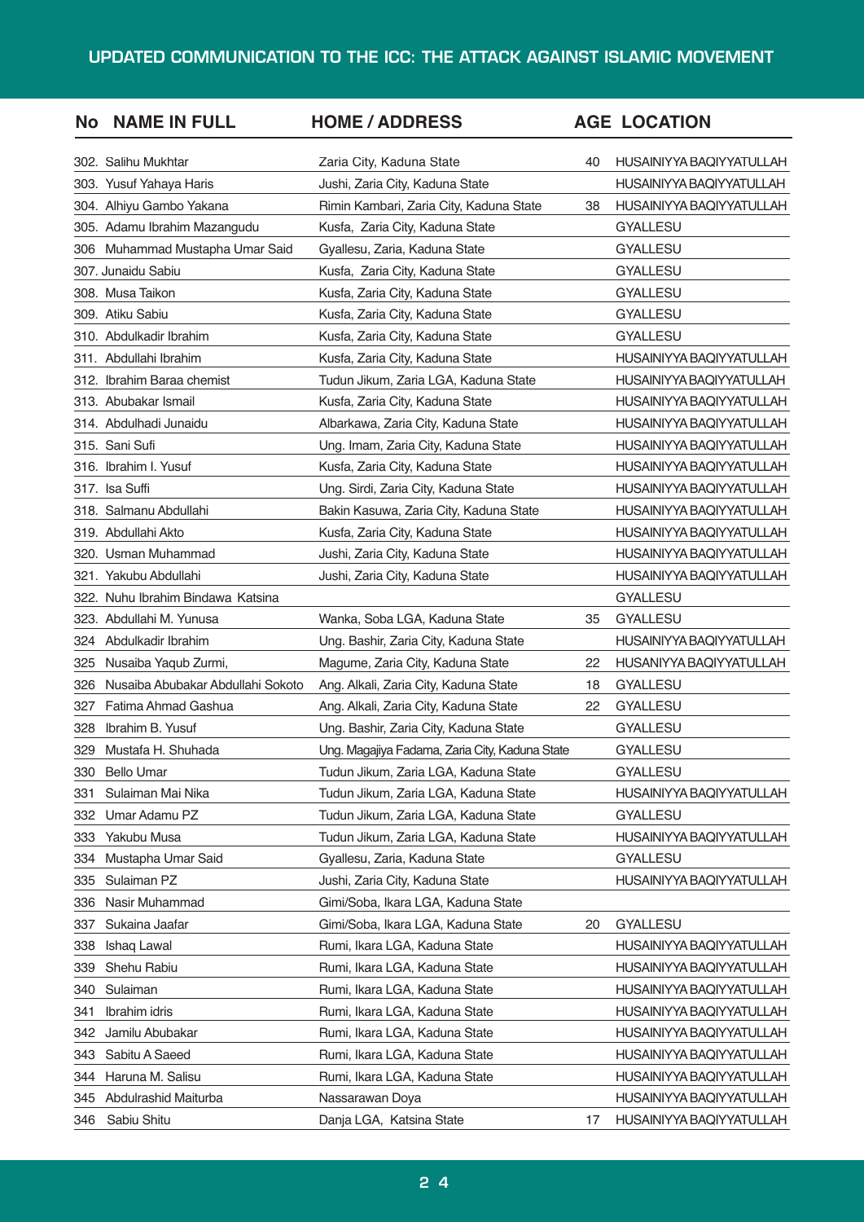| No | NAME IN FULL | HOME / ADDRESS | AGE | LOCATION |
|---|---|---|---|---|
| 302. | Salihu Mukhtar | Zaria City, Kaduna State | 40 | HUSAINIYYA BAQIYYATULLAH |
| 303. | Yusuf Yahaya Haris | Jushi, Zaria City, Kaduna State | | HUSAINIYYA BAQIYYATULLAH |
| 304. | Alhiyu Gambo Yakana | Rimin Kambari, Zaria City, Kaduna State | 38 | HUSAINIYYA BAQIYYATULLAH |
| 305. | Adamu Ibrahim Mazangudu | Kusfa, Zaria City, Kaduna State | | GYALLESU |
| 306 | Muhammad Mustapha Umar Said | Gyallesu, Zaria, Kaduna State | | GYALLESU |
| 307. | Junaidu Sabiu | Kusfa, Zaria City, Kaduna State | | GYALLESU |
| 308. | Musa Taikon | Kusfa, Zaria City, Kaduna State | | GYALLESU |
| 309. | Atiku Sabiu | Kusfa, Zaria City, Kaduna State | | GYALLESU |
| 310. | Abdulkadir Ibrahim | Kusfa, Zaria City, Kaduna State | | GYALLESU |
| 311. | Abdullahi Ibrahim | Kusfa, Zaria City, Kaduna State | | HUSAINIYYA BAQIYYATULLAH |
| 312. | Ibrahim Baraa chemist | Tudun Jikum, Zaria LGA, Kaduna State | | HUSAINIYYA BAQIYYATULLAH |
| 313. | Abubakar Ismail | Kusfa, Zaria City, Kaduna State | | HUSAINIYYA BAQIYYATULLAH |
| 314. | Abdulhadi Junaidu | Albarkawa, Zaria City, Kaduna State | | HUSAINIYYA BAQIYYATULLAH |
| 315. | Sani Sufi | Ung. Imam, Zaria City, Kaduna State | | HUSAINIYYA BAQIYYATULLAH |
| 316. | Ibrahim I. Yusuf | Kusfa, Zaria City, Kaduna State | | HUSAINIYYA BAQIYYATULLAH |
| 317. | Isa Suffi | Ung. Sirdi, Zaria City, Kaduna State | | HUSAINIYYA BAQIYYATULLAH |
| 318. | Salmanu Abdullahi | Bakin Kasuwa, Zaria City, Kaduna State | | HUSAINIYYA BAQIYYATULLAH |
| 319. | Abdullahi Akto | Kusfa, Zaria City, Kaduna State | | HUSAINIYYA BAQIYYATULLAH |
| 320. | Usman Muhammad | Jushi, Zaria City, Kaduna State | | HUSAINIYYA BAQIYYATULLAH |
| 321. | Yakubu Abdullahi | Jushi, Zaria City, Kaduna State | | HUSAINIYYA BAQIYYATULLAH |
| 322. | Nuhu Ibrahim Bindawa Katsina | | | GYALLESU |
| 323. | Abdullahi M. Yunusa | Wanka, Soba LGA, Kaduna State | 35 | GYALLESU |
| 324 | Abdulkadir Ibrahim | Ung. Bashir, Zaria City, Kaduna State | | HUSAINIYYA BAQIYYATULLAH |
| 325 | Nusaiba Yaqub Zurmi, | Magume, Zaria City, Kaduna State | 22 | HUSANIYYA BAQIYYATULLAH |
| 326 | Nusaiba Abubakar Abdullahi Sokoto | Ang. Alkali, Zaria City, Kaduna State | 18 | GYALLESU |
| 327 | Fatima Ahmad Gashua | Ang. Alkali, Zaria City, Kaduna State | 22 | GYALLESU |
| 328 | Ibrahim B. Yusuf | Ung. Bashir, Zaria City, Kaduna State | | GYALLESU |
| 329 | Mustafa H. Shuhada | Ung. Magajiya Fadama, Zaria City, Kaduna State | | GYALLESU |
| 330 | Bello Umar | Tudun Jikum, Zaria LGA, Kaduna State | | GYALLESU |
| 331 | Sulaiman Mai Nika | Tudun Jikum, Zaria LGA, Kaduna State | | HUSAINIYYA BAQIYYATULLAH |
| 332 | Umar Adamu PZ | Tudun Jikum, Zaria LGA, Kaduna State | | GYALLESU |
| 333 | Yakubu Musa | Tudun Jikum, Zaria LGA, Kaduna State | | HUSAINIYYA BAQIYYATULLAH |
| 334 | Mustapha Umar Said | Gyallesu, Zaria, Kaduna State | | GYALLESU |
| 335 | Sulaiman PZ | Jushi, Zaria City, Kaduna State | | HUSAINIYYA BAQIYYATULLAH |
| 336 | Nasir Muhammad | Gimi/Soba, Ikara LGA, Kaduna State | | |
| 337 | Sukaina Jaafar | Gimi/Soba, Ikara LGA, Kaduna State | 20 | GYALLESU |
| 338 | Ishaq Lawal | Rumi, Ikara LGA, Kaduna State | | HUSAINIYYA BAQIYYATULLAH |
| 339 | Shehu Rabiu | Rumi, Ikara LGA, Kaduna State | | HUSAINIYYA BAQIYYATULLAH |
| 340 | Sulaiman | Rumi, Ikara LGA, Kaduna State | | HUSAINIYYA BAQIYYATULLAH |
| 341 | Ibrahim idris | Rumi, Ikara LGA, Kaduna State | | HUSAINIYYA BAQIYYATULLAH |
| 342 | Jamilu Abubakar | Rumi, Ikara LGA, Kaduna State | | HUSAINIYYA BAQIYYATULLAH |
| 343 | Sabitu A Saeed | Rumi, Ikara LGA, Kaduna State | | HUSAINIYYA BAQIYYATULLAH |
| 344 | Haruna M. Salisu | Rumi, Ikara LGA, Kaduna State | | HUSAINIYYA BAQIYYATULLAH |
| 345 | Abdulrashid Maiturba | Nassarawan Doya | | HUSAINIYYA BAQIYYATULLAH |
| 346 | Sabiu Shitu | Danja LGA, Katsina State | 17 | HUSAINIYYA BAQIYYATULLAH |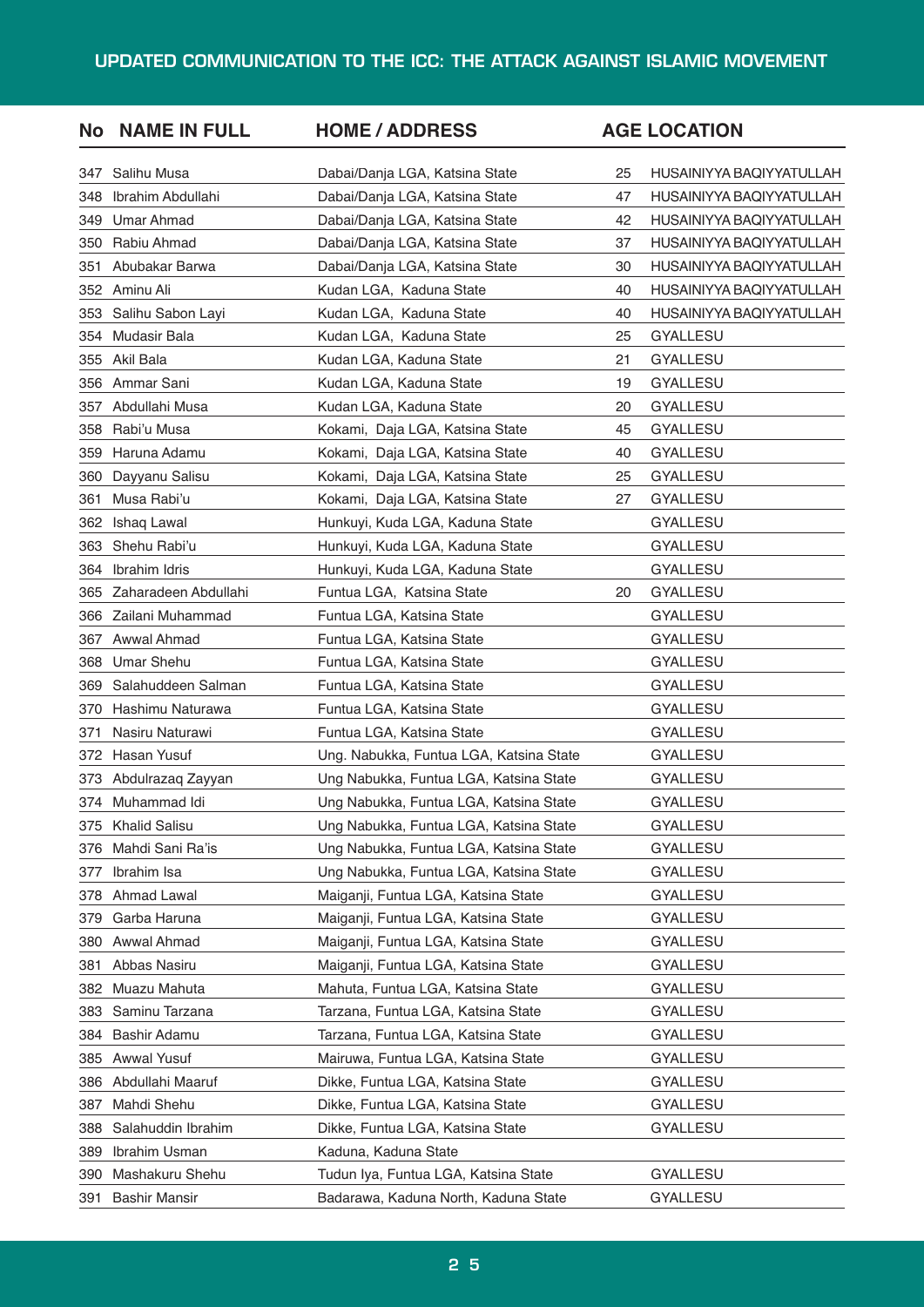| No | NAME IN FULL | HOME / ADDRESS | AGE | LOCATION |
|---|---|---|---|---|
| 347 | Salihu Musa | Dabai/Danja LGA, Katsina State | 25 | HUSAINIYYA BAQIYYATULLAH |
| 348 | Ibrahim Abdullahi | Dabai/Danja LGA, Katsina State | 47 | HUSAINIYYA BAQIYYATULLAH |
| 349 | Umar Ahmad | Dabai/Danja LGA, Katsina State | 42 | HUSAINIYYA BAQIYYATULLAH |
| 350 | Rabiu Ahmad | Dabai/Danja LGA, Katsina State | 37 | HUSAINIYYA BAQIYYATULLAH |
| 351 | Abubakar Barwa | Dabai/Danja LGA, Katsina State | 30 | HUSAINIYYA BAQIYYATULLAH |
| 352 | Aminu Ali | Kudan LGA, Kaduna State | 40 | HUSAINIYYA BAQIYYATULLAH |
| 353 | Salihu Sabon Layi | Kudan LGA, Kaduna State | 40 | HUSAINIYYA BAQIYYATULLAH |
| 354 | Mudasir Bala | Kudan LGA, Kaduna State | 25 | GYALLESU |
| 355 | Akil Bala | Kudan LGA, Kaduna State | 21 | GYALLESU |
| 356 | Ammar Sani | Kudan LGA, Kaduna State | 19 | GYALLESU |
| 357 | Abdullahi Musa | Kudan LGA, Kaduna State | 20 | GYALLESU |
| 358 | Rabi'u Musa | Kokami, Daja LGA, Katsina State | 45 | GYALLESU |
| 359 | Haruna Adamu | Kokami, Daja LGA, Katsina State | 40 | GYALLESU |
| 360 | Dayyanu Salisu | Kokami, Daja LGA, Katsina State | 25 | GYALLESU |
| 361 | Musa Rabi'u | Kokami, Daja LGA, Katsina State | 27 | GYALLESU |
| 362 | Ishaq Lawal | Hunkuyi, Kuda LGA, Kaduna State | | GYALLESU |
| 363 | Shehu Rabi'u | Hunkuyi, Kuda LGA, Kaduna State | | GYALLESU |
| 364 | Ibrahim Idris | Hunkuyi, Kuda LGA, Kaduna State | | GYALLESU |
| 365 | Zaharadeen Abdullahi | Funtua LGA, Katsina State | 20 | GYALLESU |
| 366 | Zailani Muhammad | Funtua LGA, Katsina State | | GYALLESU |
| 367 | Awwal Ahmad | Funtua LGA, Katsina State | | GYALLESU |
| 368 | Umar Shehu | Funtua LGA, Katsina State | | GYALLESU |
| 369 | Salahuddeen Salman | Funtua LGA, Katsina State | | GYALLESU |
| 370 | Hashimu Naturawa | Funtua LGA, Katsina State | | GYALLESU |
| 371 | Nasiru Naturawi | Funtua LGA, Katsina State | | GYALLESU |
| 372 | Hasan Yusuf | Ung. Nabukka, Funtua LGA, Katsina State | | GYALLESU |
| 373 | Abdulrazaq Zayyan | Ung Nabukka, Funtua LGA, Katsina State | | GYALLESU |
| 374 | Muhammad Idi | Ung Nabukka, Funtua LGA, Katsina State | | GYALLESU |
| 375 | Khalid Salisu | Ung Nabukka, Funtua LGA, Katsina State | | GYALLESU |
| 376 | Mahdi Sani Ra'is | Ung Nabukka, Funtua LGA, Katsina State | | GYALLESU |
| 377 | Ibrahim Isa | Ung Nabukka, Funtua LGA, Katsina State | | GYALLESU |
| 378 | Ahmad Lawal | Maiganji, Funtua LGA, Katsina State | | GYALLESU |
| 379 | Garba Haruna | Maiganji, Funtua LGA, Katsina State | | GYALLESU |
| 380 | Awwal Ahmad | Maiganji, Funtua LGA, Katsina State | | GYALLESU |
| 381 | Abbas Nasiru | Maiganji, Funtua LGA, Katsina State | | GYALLESU |
| 382 | Muazu Mahuta | Mahuta, Funtua LGA, Katsina State | | GYALLESU |
| 383 | Saminu Tarzana | Tarzana, Funtua LGA, Katsina State | | GYALLESU |
| 384 | Bashir Adamu | Tarzana, Funtua LGA, Katsina State | | GYALLESU |
| 385 | Awwal Yusuf | Mairuwa, Funtua LGA, Katsina State | | GYALLESU |
| 386 | Abdullahi Maaruf | Dikke, Funtua LGA, Katsina State | | GYALLESU |
| 387 | Mahdi Shehu | Dikke, Funtua LGA, Katsina State | | GYALLESU |
| 388 | Salahuddin Ibrahim | Dikke, Funtua LGA, Katsina State | | GYALLESU |
| 389 | Ibrahim Usman | Kaduna, Kaduna State | | |
| 390 | Mashakuru Shehu | Tudun Iya, Funtua LGA, Katsina State | | GYALLESU |
| 391 | Bashir Mansir | Badarawa, Kaduna North, Kaduna State | | GYALLESU |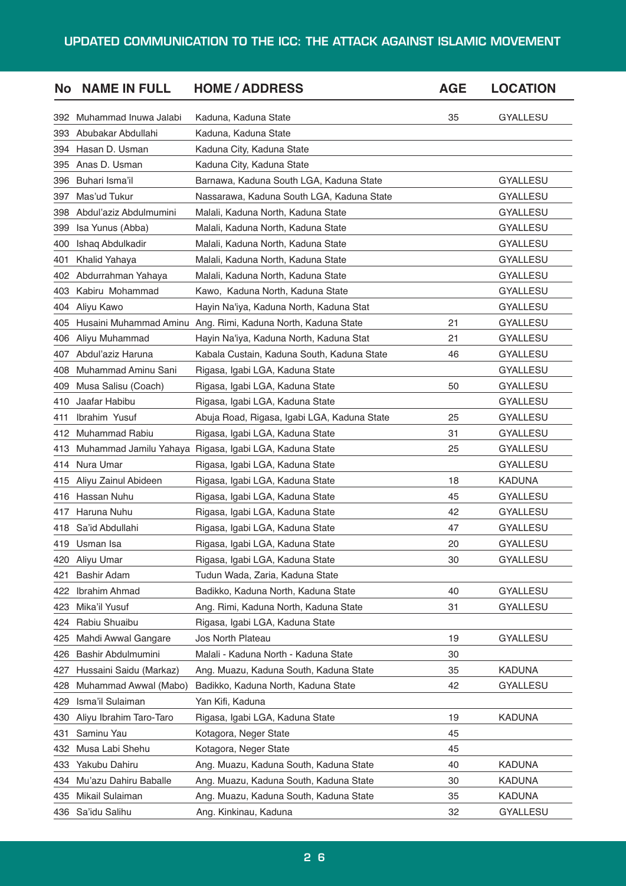| No | NAME IN FULL | HOME / ADDRESS | AGE | LOCATION |
|---|---|---|---|---|
| 392 | Muhammad Inuwa Jalabi | Kaduna, Kaduna State | 35 | GYALLESU |
| 393 | Abubakar Abdullahi | Kaduna, Kaduna State | | |
| 394 | Hasan D. Usman | Kaduna City, Kaduna State | | |
| 395 | Anas D. Usman | Kaduna City, Kaduna State | | |
| 396 | Buhari Isma'il | Barnawa, Kaduna South LGA, Kaduna State | | GYALLESU |
| 397 | Mas'ud Tukur | Nassarawa, Kaduna South LGA, Kaduna State | | GYALLESU |
| 398 | Abdul'aziz Abdulmumini | Malali, Kaduna North, Kaduna State | | GYALLESU |
| 399 | Isa Yunus (Abba) | Malali, Kaduna North, Kaduna State | | GYALLESU |
| 400 | Ishaq Abdulkadir | Malali, Kaduna North, Kaduna State | | GYALLESU |
| 401 | Khalid Yahaya | Malali, Kaduna North, Kaduna State | | GYALLESU |
| 402 | Abdurrahman Yahaya | Malali, Kaduna North, Kaduna State | | GYALLESU |
| 403 | Kabiru Mohammad | Kawo, Kaduna North, Kaduna State | | GYALLESU |
| 404 | Aliyu Kawo | Hayin Na'iya, Kaduna North, Kaduna Stat | | GYALLESU |
| 405 | Husaini Muhammad Aminu | Ang. Rimi, Kaduna North, Kaduna State | 21 | GYALLESU |
| 406 | Aliyu Muhammad | Hayin Na'iya, Kaduna North, Kaduna Stat | 21 | GYALLESU |
| 407 | Abdul'aziz Haruna | Kabala Custain, Kaduna South, Kaduna State | 46 | GYALLESU |
| 408 | Muhammad Aminu Sani | Rigasa, Igabi LGA, Kaduna State | | GYALLESU |
| 409 | Musa Salisu (Coach) | Rigasa, Igabi LGA, Kaduna State | 50 | GYALLESU |
| 410 | Jaafar Habibu | Rigasa, Igabi LGA, Kaduna State | | GYALLESU |
| 411 | Ibrahim Yusuf | Abuja Road, Rigasa, Igabi LGA, Kaduna State | 25 | GYALLESU |
| 412 | Muhammad Rabiu | Rigasa, Igabi LGA, Kaduna State | 31 | GYALLESU |
| 413 | Muhammad Jamilu Yahaya | Rigasa, Igabi LGA, Kaduna State | 25 | GYALLESU |
| 414 | Nura Umar | Rigasa, Igabi LGA, Kaduna State | | GYALLESU |
| 415 | Aliyu Zainul Abideen | Rigasa, Igabi LGA, Kaduna State | 18 | KADUNA |
| 416 | Hassan Nuhu | Rigasa, Igabi LGA, Kaduna State | 45 | GYALLESU |
| 417 | Haruna Nuhu | Rigasa, Igabi LGA, Kaduna State | 42 | GYALLESU |
| 418 | Sa'id Abdullahi | Rigasa, Igabi LGA, Kaduna State | 47 | GYALLESU |
| 419 | Usman Isa | Rigasa, Igabi LGA, Kaduna State | 20 | GYALLESU |
| 420 | Aliyu Umar | Rigasa, Igabi LGA, Kaduna State | 30 | GYALLESU |
| 421 | Bashir Adam | Tudun Wada, Zaria, Kaduna State | | |
| 422 | Ibrahim Ahmad | Badikko, Kaduna North, Kaduna State | 40 | GYALLESU |
| 423 | Mika'il Yusuf | Ang. Rimi, Kaduna North, Kaduna State | 31 | GYALLESU |
| 424 | Rabiu Shuaibu | Rigasa, Igabi LGA, Kaduna State | | |
| 425 | Mahdi Awwal Gangare | Jos North Plateau | 19 | GYALLESU |
| 426 | Bashir Abdulmumini | Malali - Kaduna North - Kaduna State | 30 | |
| 427 | Hussaini Saidu (Markaz) | Ang. Muazu, Kaduna South, Kaduna State | 35 | KADUNA |
| 428 | Muhammad Awwal (Mabo) | Badikko, Kaduna North, Kaduna State | 42 | GYALLESU |
| 429 | Isma'il Sulaiman | Yan Kifi, Kaduna | | |
| 430 | Aliyu Ibrahim Taro-Taro | Rigasa, Igabi LGA, Kaduna State | 19 | KADUNA |
| 431 | Saminu Yau | Kotagora, Neger State | 45 | |
| 432 | Musa Labi Shehu | Kotagora, Neger State | 45 | |
| 433 | Yakubu Dahiru | Ang. Muazu, Kaduna South, Kaduna State | 40 | KADUNA |
| 434 | Mu'azu Dahiru Baballe | Ang. Muazu, Kaduna South, Kaduna State | 30 | KADUNA |
| 435 | Mikail Sulaiman | Ang. Muazu, Kaduna South, Kaduna State | 35 | KADUNA |
| 436 | Sa'idu Salihu | Ang. Kinkinau, Kaduna | 32 | GYALLESU |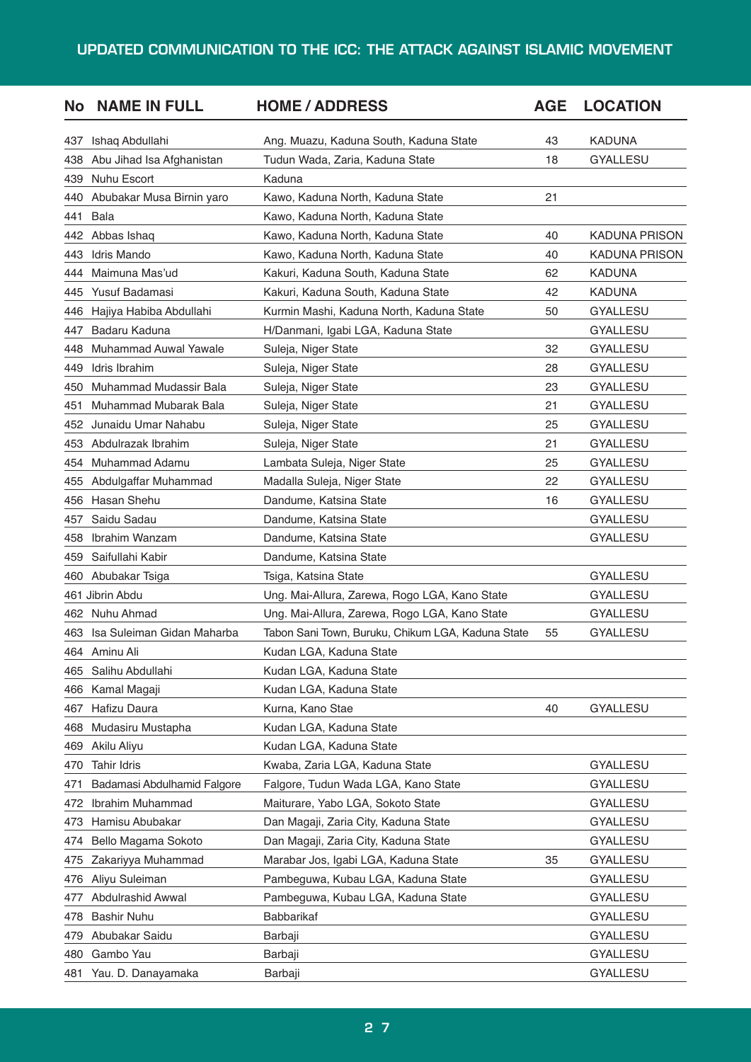| No | NAME IN FULL | HOME / ADDRESS | AGE | LOCATION |
|---|---|---|---|---|
| 437 | Ishaq Abdullahi | Ang. Muazu, Kaduna South, Kaduna State | 43 | KADUNA |
| 438 | Abu Jihad Isa Afghanistan | Tudun Wada, Zaria, Kaduna State | 18 | GYALLESU |
| 439 | Nuhu Escort | Kaduna | | |
| 440 | Abubakar Musa Birnin yaro | Kawo, Kaduna North, Kaduna State | 21 | |
| 441 | Bala | Kawo, Kaduna North, Kaduna State | | |
| 442 | Abbas Ishaq | Kawo, Kaduna North, Kaduna State | 40 | KADUNA PRISON |
| 443 | Idris Mando | Kawo, Kaduna North, Kaduna State | 40 | KADUNA PRISON |
| 444 | Maimuna Mas'ud | Kakuri, Kaduna South, Kaduna State | 62 | KADUNA |
| 445 | Yusuf Badamasi | Kakuri, Kaduna South, Kaduna State | 42 | KADUNA |
| 446 | Hajiya Habiba Abdullahi | Kurmin Mashi, Kaduna North, Kaduna State | 50 | GYALLESU |
| 447 | Badaru Kaduna | H/Danmani, Igabi LGA, Kaduna State | | GYALLESU |
| 448 | Muhammad Auwal Yawale | Suleja, Niger State | 32 | GYALLESU |
| 449 | Idris Ibrahim | Suleja, Niger State | 28 | GYALLESU |
| 450 | Muhammad Mudassir Bala | Suleja, Niger State | 23 | GYALLESU |
| 451 | Muhammad Mubarak Bala | Suleja, Niger State | 21 | GYALLESU |
| 452 | Junaidu Umar Nahabu | Suleja, Niger State | 25 | GYALLESU |
| 453 | Abdulrazak Ibrahim | Suleja, Niger State | 21 | GYALLESU |
| 454 | Muhammad Adamu | Lambata Suleja, Niger State | 25 | GYALLESU |
| 455 | Abdulgaffar Muhammad | Madalla Suleja, Niger State | 22 | GYALLESU |
| 456 | Hasan Shehu | Dandume, Katsina State | 16 | GYALLESU |
| 457 | Saidu Sadau | Dandume, Katsina State | | GYALLESU |
| 458 | Ibrahim Wanzam | Dandume, Katsina State | | GYALLESU |
| 459 | Saifullahi Kabir | Dandume, Katsina State | | |
| 460 | Abubakar Tsiga | Tsiga, Katsina State | | GYALLESU |
| 461 | Jibrin Abdu | Ung. Mai-Allura, Zarewa, Rogo LGA, Kano State | | GYALLESU |
| 462 | Nuhu Ahmad | Ung. Mai-Allura, Zarewa, Rogo LGA, Kano State | | GYALLESU |
| 463 | Isa Suleiman Gidan Maharba | Tabon Sani Town, Buruku, Chikum LGA, Kaduna State | 55 | GYALLESU |
| 464 | Aminu Ali | Kudan LGA, Kaduna State | | |
| 465 | Salihu Abdullahi | Kudan LGA, Kaduna State | | |
| 466 | Kamal Magaji | Kudan LGA, Kaduna State | | |
| 467 | Hafizu Daura | Kurna, Kano Stae | 40 | GYALLESU |
| 468 | Mudasiru Mustapha | Kudan LGA, Kaduna State | | |
| 469 | Akilu Aliyu | Kudan LGA, Kaduna State | | |
| 470 | Tahir Idris | Kwaba, Zaria LGA, Kaduna State | | GYALLESU |
| 471 | Badamasi Abdulhamid Falgore | Falgore, Tudun Wada LGA, Kano State | | GYALLESU |
| 472 | Ibrahim Muhammad | Maiturare, Yabo LGA, Sokoto State | | GYALLESU |
| 473 | Hamisu Abubakar | Dan Magaji, Zaria City, Kaduna State | | GYALLESU |
| 474 | Bello Magama Sokoto | Dan Magaji, Zaria City, Kaduna State | | GYALLESU |
| 475 | Zakariyya Muhammad | Marabar Jos, Igabi LGA, Kaduna State | 35 | GYALLESU |
| 476 | Aliyu Suleiman | Pambeguwa, Kubau LGA, Kaduna State | | GYALLESU |
| 477 | Abdulrashid Awwal | Pambeguwa, Kubau LGA, Kaduna State | | GYALLESU |
| 478 | Bashir Nuhu | Babbarikaf | | GYALLESU |
| 479 | Abubakar Saidu | Barbaji | | GYALLESU |
| 480 | Gambo Yau | Barbaji | | GYALLESU |
| 481 | Yau. D. Danayamaka | Barbaji | | GYALLESU |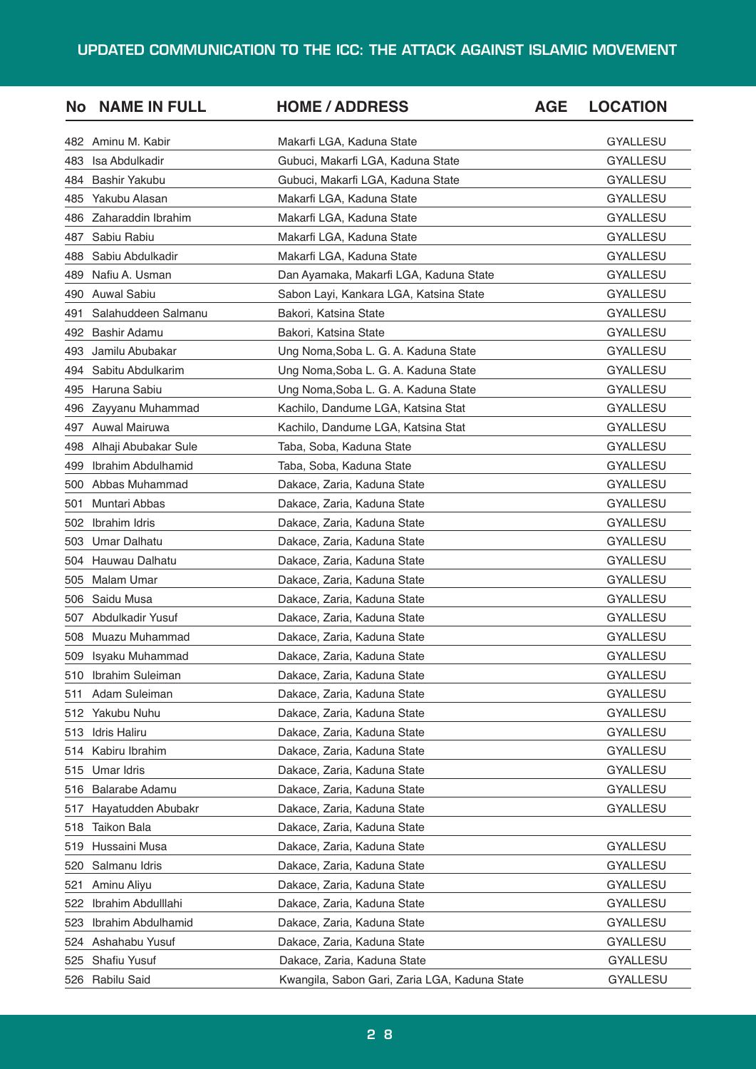| No | NAME IN FULL | HOME / ADDRESS | AGE | LOCATION |
|---|---|---|---|---|
| 482 | Aminu M. Kabir | Makarfi LGA, Kaduna State | | GYALLESU |
| 483 | Isa Abdulkadir | Gubuci, Makarfi LGA, Kaduna State | | GYALLESU |
| 484 | Bashir Yakubu | Gubuci, Makarfi LGA, Kaduna State | | GYALLESU |
| 485 | Yakubu Alasan | Makarfi LGA, Kaduna State | | GYALLESU |
| 486 | Zaharaddin Ibrahim | Makarfi LGA, Kaduna State | | GYALLESU |
| 487 | Sabiu Rabiu | Makarfi LGA, Kaduna State | | GYALLESU |
| 488 | Sabiu Abdulkadir | Makarfi LGA, Kaduna State | | GYALLESU |
| 489 | Nafiu A. Usman | Dan Ayamaka, Makarfi LGA, Kaduna State | | GYALLESU |
| 490 | Auwal Sabiu | Sabon Layi, Kankara LGA, Katsina State | | GYALLESU |
| 491 | Salahuddeen Salmanu | Bakori, Katsina State | | GYALLESU |
| 492 | Bashir Adamu | Bakori, Katsina State | | GYALLESU |
| 493 | Jamilu Abubakar | Ung Noma,Soba L. G. A. Kaduna State | | GYALLESU |
| 494 | Sabitu Abdulkarim | Ung Noma,Soba L. G. A. Kaduna State | | GYALLESU |
| 495 | Haruna Sabiu | Ung Noma,Soba L. G. A. Kaduna State | | GYALLESU |
| 496 | Zayyanu Muhammad | Kachilo, Dandume LGA, Katsina Stat | | GYALLESU |
| 497 | Auwal Mairuwa | Kachilo, Dandume LGA, Katsina Stat | | GYALLESU |
| 498 | Alhaji Abubakar Sule | Taba, Soba, Kaduna State | | GYALLESU |
| 499 | Ibrahim Abdulhamid | Taba, Soba, Kaduna State | | GYALLESU |
| 500 | Abbas Muhammad | Dakace, Zaria, Kaduna State | | GYALLESU |
| 501 | Muntari Abbas | Dakace, Zaria, Kaduna State | | GYALLESU |
| 502 | Ibrahim Idris | Dakace, Zaria, Kaduna State | | GYALLESU |
| 503 | Umar Dalhatu | Dakace, Zaria, Kaduna State | | GYALLESU |
| 504 | Hauwau Dalhatu | Dakace, Zaria, Kaduna State | | GYALLESU |
| 505 | Malam Umar | Dakace, Zaria, Kaduna State | | GYALLESU |
| 506 | Saidu Musa | Dakace, Zaria, Kaduna State | | GYALLESU |
| 507 | Abdulkadir Yusuf | Dakace, Zaria, Kaduna State | | GYALLESU |
| 508 | Muazu Muhammad | Dakace, Zaria, Kaduna State | | GYALLESU |
| 509 | Isyaku Muhammad | Dakace, Zaria, Kaduna State | | GYALLESU |
| 510 | Ibrahim Suleiman | Dakace, Zaria, Kaduna State | | GYALLESU |
| 511 | Adam Suleiman | Dakace, Zaria, Kaduna State | | GYALLESU |
| 512 | Yakubu Nuhu | Dakace, Zaria, Kaduna State | | GYALLESU |
| 513 | Idris Haliru | Dakace, Zaria, Kaduna State | | GYALLESU |
| 514 | Kabiru Ibrahim | Dakace, Zaria, Kaduna State | | GYALLESU |
| 515 | Umar Idris | Dakace, Zaria, Kaduna State | | GYALLESU |
| 516 | Balarabe Adamu | Dakace, Zaria, Kaduna State | | GYALLESU |
| 517 | Hayatudden Abubakr | Dakace, Zaria, Kaduna State | | GYALLESU |
| 518 | Taikon Bala | Dakace, Zaria, Kaduna State | | |
| 519 | Hussaini Musa | Dakace, Zaria, Kaduna State | | GYALLESU |
| 520 | Salmanu Idris | Dakace, Zaria, Kaduna State | | GYALLESU |
| 521 | Aminu Aliyu | Dakace, Zaria, Kaduna State | | GYALLESU |
| 522 | Ibrahim Abdulllahi | Dakace, Zaria, Kaduna State | | GYALLESU |
| 523 | Ibrahim Abdulhamid | Dakace, Zaria, Kaduna State | | GYALLESU |
| 524 | Ashahabu Yusuf | Dakace, Zaria, Kaduna State | | GYALLESU |
| 525 | Shafiu Yusuf | Dakace, Zaria, Kaduna State | | GYALLESU |
| 526 | Rabilu Said | Kwangila, Sabon Gari, Zaria LGA, Kaduna State | | GYALLESU |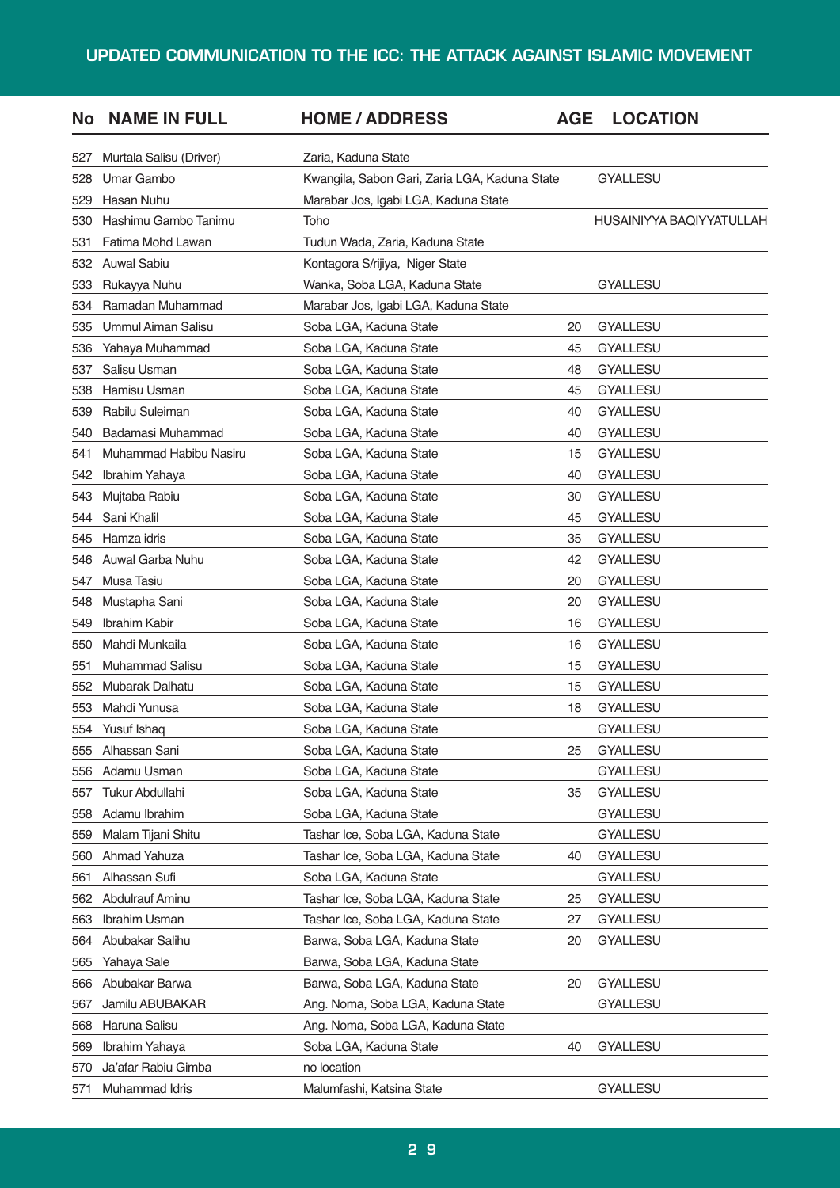| No | NAME IN FULL | HOME / ADDRESS | AGE | LOCATION |
|---|---|---|---|---|
| 527 | Murtala Salisu (Driver) | Zaria, Kaduna State | | |
| 528 | Umar Gambo | Kwangila, Sabon Gari, Zaria LGA, Kaduna State | | GYALLESU |
| 529 | Hasan Nuhu | Marabar Jos, Igabi LGA, Kaduna State | | |
| 530 | Hashimu Gambo Tanimu | Toho | | HUSAINIYYA BAQIYYATULLAH |
| 531 | Fatima Mohd Lawan | Tudun Wada, Zaria, Kaduna State | | |
| 532 | Auwal Sabiu | Kontagora S/rijiya, Niger State | | |
| 533 | Rukayya Nuhu | Wanka, Soba LGA, Kaduna State | | GYALLESU |
| 534 | Ramadan Muhammad | Marabar Jos, Igabi LGA, Kaduna State | | |
| 535 | Ummul Aiman Salisu | Soba LGA, Kaduna State | 20 | GYALLESU |
| 536 | Yahaya Muhammad | Soba LGA, Kaduna State | 45 | GYALLESU |
| 537 | Salisu Usman | Soba LGA, Kaduna State | 48 | GYALLESU |
| 538 | Hamisu Usman | Soba LGA, Kaduna State | 45 | GYALLESU |
| 539 | Rabilu Suleiman | Soba LGA, Kaduna State | 40 | GYALLESU |
| 540 | Badamasi Muhammad | Soba LGA, Kaduna State | 40 | GYALLESU |
| 541 | Muhammad Habibu Nasiru | Soba LGA, Kaduna State | 15 | GYALLESU |
| 542 | Ibrahim Yahaya | Soba LGA, Kaduna State | 40 | GYALLESU |
| 543 | Mujtaba Rabiu | Soba LGA, Kaduna State | 30 | GYALLESU |
| 544 | Sani Khalil | Soba LGA, Kaduna State | 45 | GYALLESU |
| 545 | Hamza idris | Soba LGA, Kaduna State | 35 | GYALLESU |
| 546 | Auwal Garba Nuhu | Soba LGA, Kaduna State | 42 | GYALLESU |
| 547 | Musa Tasiu | Soba LGA, Kaduna State | 20 | GYALLESU |
| 548 | Mustapha Sani | Soba LGA, Kaduna State | 20 | GYALLESU |
| 549 | Ibrahim Kabir | Soba LGA, Kaduna State | 16 | GYALLESU |
| 550 | Mahdi Munkaila | Soba LGA, Kaduna State | 16 | GYALLESU |
| 551 | Muhammad Salisu | Soba LGA, Kaduna State | 15 | GYALLESU |
| 552 | Mubarak Dalhatu | Soba LGA, Kaduna State | 15 | GYALLESU |
| 553 | Mahdi Yunusa | Soba LGA, Kaduna State | 18 | GYALLESU |
| 554 | Yusuf Ishaq | Soba LGA, Kaduna State | | GYALLESU |
| 555 | Alhassan Sani | Soba LGA, Kaduna State | 25 | GYALLESU |
| 556 | Adamu Usman | Soba LGA, Kaduna State | | GYALLESU |
| 557 | Tukur Abdullahi | Soba LGA, Kaduna State | 35 | GYALLESU |
| 558 | Adamu Ibrahim | Soba LGA, Kaduna State | | GYALLESU |
| 559 | Malam Tijani Shitu | Tashar Ice, Soba LGA, Kaduna State | | GYALLESU |
| 560 | Ahmad Yahuza | Tashar Ice, Soba LGA, Kaduna State | 40 | GYALLESU |
| 561 | Alhassan Sufi | Soba LGA, Kaduna State | | GYALLESU |
| 562 | Abdulrauf Aminu | Tashar Ice, Soba LGA, Kaduna State | 25 | GYALLESU |
| 563 | Ibrahim Usman | Tashar Ice, Soba LGA, Kaduna State | 27 | GYALLESU |
| 564 | Abubakar Salihu | Barwa, Soba LGA, Kaduna State | 20 | GYALLESU |
| 565 | Yahaya Sale | Barwa, Soba LGA, Kaduna State | | |
| 566 | Abubakar Barwa | Barwa, Soba LGA, Kaduna State | 20 | GYALLESU |
| 567 | Jamilu ABUBAKAR | Ang. Noma, Soba LGA, Kaduna State | | GYALLESU |
| 568 | Haruna Salisu | Ang. Noma, Soba LGA, Kaduna State | | |
| 569 | Ibrahim Yahaya | Soba LGA, Kaduna State | 40 | GYALLESU |
| 570 | Ja'afar Rabiu Gimba | no location | | |
| 571 | Muhammad Idris | Malumfashi, Katsina State | | GYALLESU |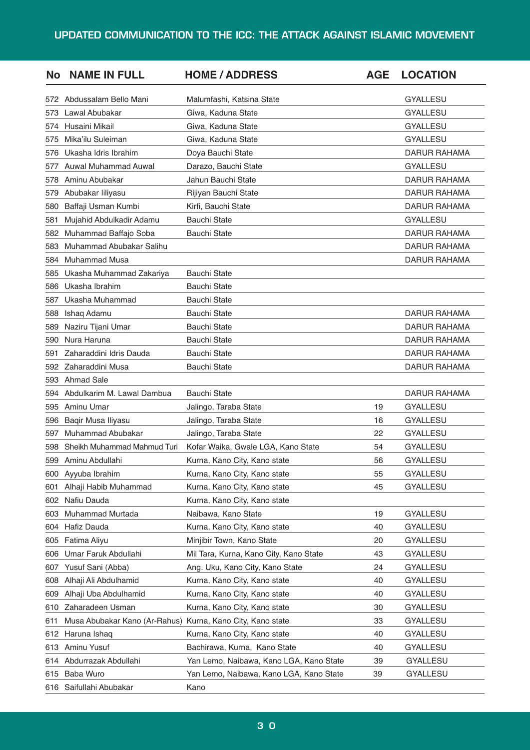| No | NAME IN FULL | HOME / ADDRESS | AGE | LOCATION |
|---|---|---|---|---|
| 572 | Abdussalam Bello Mani | Malumfashi, Katsina State | | GYALLESU |
| 573 | Lawal Abubakar | Giwa, Kaduna State | | GYALLESU |
| 574 | Husaini Mikail | Giwa, Kaduna State | | GYALLESU |
| 575 | Mika'ilu Suleiman | Giwa, Kaduna State | | GYALLESU |
| 576 | Ukasha Idris Ibrahim | Doya Bauchi State | | DARUR RAHAMA |
| 577 | Auwal Muhammad Auwal | Darazo, Bauchi State | | GYALLESU |
| 578 | Aminu Abubakar | Jahun Bauchi State | | DARUR RAHAMA |
| 579 | Abubakar Iliyasu | Rijiyan Bauchi State | | DARUR RAHAMA |
| 580 | Baffaji Usman Kumbi | Kirfi, Bauchi State | | DARUR RAHAMA |
| 581 | Mujahid Abdulkadir Adamu | Bauchi State | | GYALLESU |
| 582 | Muhammad Baffajo Soba | Bauchi State | | DARUR RAHAMA |
| 583 | Muhammad Abubakar Salihu | | | DARUR RAHAMA |
| 584 | Muhammad Musa | | | DARUR RAHAMA |
| 585 | Ukasha Muhammad Zakariya | Bauchi State | | |
| 586 | Ukasha Ibrahim | Bauchi State | | |
| 587 | Ukasha Muhammad | Bauchi State | | |
| 588 | Ishaq Adamu | Bauchi State | | DARUR RAHAMA |
| 589 | Naziru Tijani Umar | Bauchi State | | DARUR RAHAMA |
| 590 | Nura Haruna | Bauchi State | | DARUR RAHAMA |
| 591 | Zaharaddini Idris Dauda | Bauchi State | | DARUR RAHAMA |
| 592 | Zaharaddini Musa | Bauchi State | | DARUR RAHAMA |
| 593 | Ahmad Sale | | | |
| 594 | Abdulkarim M. Lawal Dambua | Bauchi State | | DARUR RAHAMA |
| 595 | Aminu Umar | Jalingo, Taraba State | 19 | GYALLESU |
| 596 | Baqir Musa Iliyasu | Jalingo, Taraba State | 16 | GYALLESU |
| 597 | Muhammad Abubakar | Jalingo, Taraba State | 22 | GYALLESU |
| 598 | Sheikh Muhammad Mahmud Turi | Kofar Waika, Gwale LGA, Kano State | 54 | GYALLESU |
| 599 | Aminu Abdullahi | Kurna, Kano City, Kano state | 56 | GYALLESU |
| 600 | Ayyuba Ibrahim | Kurna, Kano City, Kano state | 55 | GYALLESU |
| 601 | Alhaji Habib Muhammad | Kurna, Kano City, Kano state | 45 | GYALLESU |
| 602 | Nafiu Dauda | Kurna, Kano City, Kano state | | |
| 603 | Muhammad Murtada | Naibawa, Kano State | 19 | GYALLESU |
| 604 | Hafiz Dauda | Kurna, Kano City, Kano state | 40 | GYALLESU |
| 605 | Fatima Aliyu | Minjibir Town, Kano State | 20 | GYALLESU |
| 606 | Umar Faruk Abdullahi | Mil Tara, Kurna, Kano City, Kano State | 43 | GYALLESU |
| 607 | Yusuf Sani (Abba) | Ang. Uku, Kano City, Kano State | 24 | GYALLESU |
| 608 | Alhaji Ali Abdulhamid | Kurna, Kano City, Kano state | 40 | GYALLESU |
| 609 | Alhaji Uba Abdulhamid | Kurna, Kano City, Kano state | 40 | GYALLESU |
| 610 | Zaharadeen Usman | Kurna, Kano City, Kano state | 30 | GYALLESU |
| 611 | Musa Abubakar Kano (Ar-Rahus) | Kurna, Kano City, Kano state | 33 | GYALLESU |
| 612 | Haruna Ishaq | Kurna, Kano City, Kano state | 40 | GYALLESU |
| 613 | Aminu Yusuf | Bachirawa, Kurna, Kano State | 40 | GYALLESU |
| 614 | Abdurrazak Abdullahi | Yan Lemo, Naibawa, Kano LGA, Kano State | 39 | GYALLESU |
| 615 | Baba Wuro | Yan Lemo, Naibawa, Kano LGA, Kano State | 39 | GYALLESU |
| 616 | Saifullahi Abubakar | Kano | | |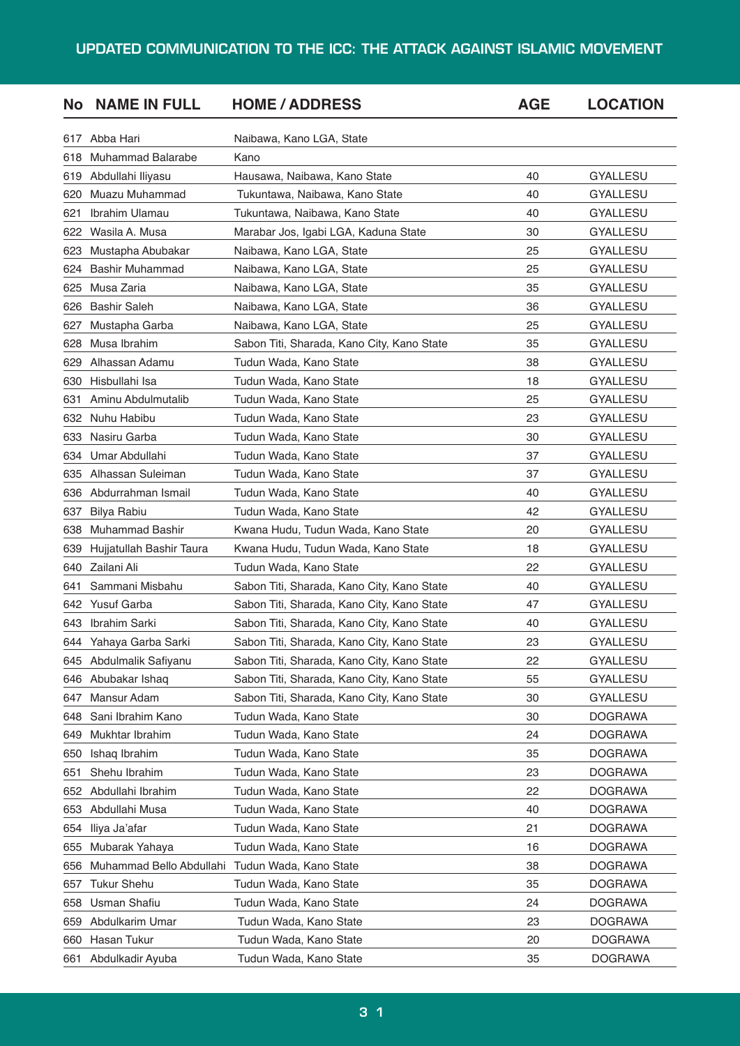| No | NAME IN FULL | HOME / ADDRESS | AGE | LOCATION |
|---|---|---|---|---|
| 617 | Abba Hari | Naibawa, Kano LGA, State | | |
| 618 | Muhammad Balarabe | Kano | | |
| 619 | Abdullahi Iliyasu | Hausawa, Naibawa, Kano State | 40 | GYALLESU |
| 620 | Muazu Muhammad | Tukuntawa, Naibawa, Kano State | 40 | GYALLESU |
| 621 | Ibrahim Ulamau | Tukuntawa, Naibawa, Kano State | 40 | GYALLESU |
| 622 | Wasila A. Musa | Marabar Jos, Igabi LGA, Kaduna State | 30 | GYALLESU |
| 623 | Mustapha Abubakar | Naibawa, Kano LGA, State | 25 | GYALLESU |
| 624 | Bashir Muhammad | Naibawa, Kano LGA, State | 25 | GYALLESU |
| 625 | Musa Zaria | Naibawa, Kano LGA, State | 35 | GYALLESU |
| 626 | Bashir Saleh | Naibawa, Kano LGA, State | 36 | GYALLESU |
| 627 | Mustapha Garba | Naibawa, Kano LGA, State | 25 | GYALLESU |
| 628 | Musa Ibrahim | Sabon Titi, Sharada, Kano City, Kano State | 35 | GYALLESU |
| 629 | Alhassan Adamu | Tudun Wada, Kano State | 38 | GYALLESU |
| 630 | Hisbullahi Isa | Tudun Wada, Kano State | 18 | GYALLESU |
| 631 | Aminu Abdulmutalib | Tudun Wada, Kano State | 25 | GYALLESU |
| 632 | Nuhu Habibu | Tudun Wada, Kano State | 23 | GYALLESU |
| 633 | Nasiru Garba | Tudun Wada, Kano State | 30 | GYALLESU |
| 634 | Umar Abdullahi | Tudun Wada, Kano State | 37 | GYALLESU |
| 635 | Alhassan Suleiman | Tudun Wada, Kano State | 37 | GYALLESU |
| 636 | Abdurrahman Ismail | Tudun Wada, Kano State | 40 | GYALLESU |
| 637 | Bilya Rabiu | Tudun Wada, Kano State | 42 | GYALLESU |
| 638 | Muhammad Bashir | Kwana Hudu, Tudun Wada, Kano State | 20 | GYALLESU |
| 639 | Hujjatullah Bashir Taura | Kwana Hudu, Tudun Wada, Kano State | 18 | GYALLESU |
| 640 | Zailani Ali | Tudun Wada, Kano State | 22 | GYALLESU |
| 641 | Sammani Misbahu | Sabon Titi, Sharada, Kano City, Kano State | 40 | GYALLESU |
| 642 | Yusuf Garba | Sabon Titi, Sharada, Kano City, Kano State | 47 | GYALLESU |
| 643 | Ibrahim Sarki | Sabon Titi, Sharada, Kano City, Kano State | 40 | GYALLESU |
| 644 | Yahaya Garba Sarki | Sabon Titi, Sharada, Kano City, Kano State | 23 | GYALLESU |
| 645 | Abdulmalik Safiyanu | Sabon Titi, Sharada, Kano City, Kano State | 22 | GYALLESU |
| 646 | Abubakar Ishaq | Sabon Titi, Sharada, Kano City, Kano State | 55 | GYALLESU |
| 647 | Mansur Adam | Sabon Titi, Sharada, Kano City, Kano State | 30 | GYALLESU |
| 648 | Sani Ibrahim Kano | Tudun Wada, Kano State | 30 | DOGRAWA |
| 649 | Mukhtar Ibrahim | Tudun Wada, Kano State | 24 | DOGRAWA |
| 650 | Ishaq Ibrahim | Tudun Wada, Kano State | 35 | DOGRAWA |
| 651 | Shehu Ibrahim | Tudun Wada, Kano State | 23 | DOGRAWA |
| 652 | Abdullahi Ibrahim | Tudun Wada, Kano State | 22 | DOGRAWA |
| 653 | Abdullahi Musa | Tudun Wada, Kano State | 40 | DOGRAWA |
| 654 | Iliya Ja'afar | Tudun Wada, Kano State | 21 | DOGRAWA |
| 655 | Mubarak Yahaya | Tudun Wada, Kano State | 16 | DOGRAWA |
| 656 | Muhammad Bello Abdullahi | Tudun Wada, Kano State | 38 | DOGRAWA |
| 657 | Tukur Shehu | Tudun Wada, Kano State | 35 | DOGRAWA |
| 658 | Usman Shafiu | Tudun Wada, Kano State | 24 | DOGRAWA |
| 659 | Abdulkarim Umar | Tudun Wada, Kano State | 23 | DOGRAWA |
| 660 | Hasan Tukur | Tudun Wada, Kano State | 20 | DOGRAWA |
| 661 | Abdulkadir Ayuba | Tudun Wada, Kano State | 35 | DOGRAWA |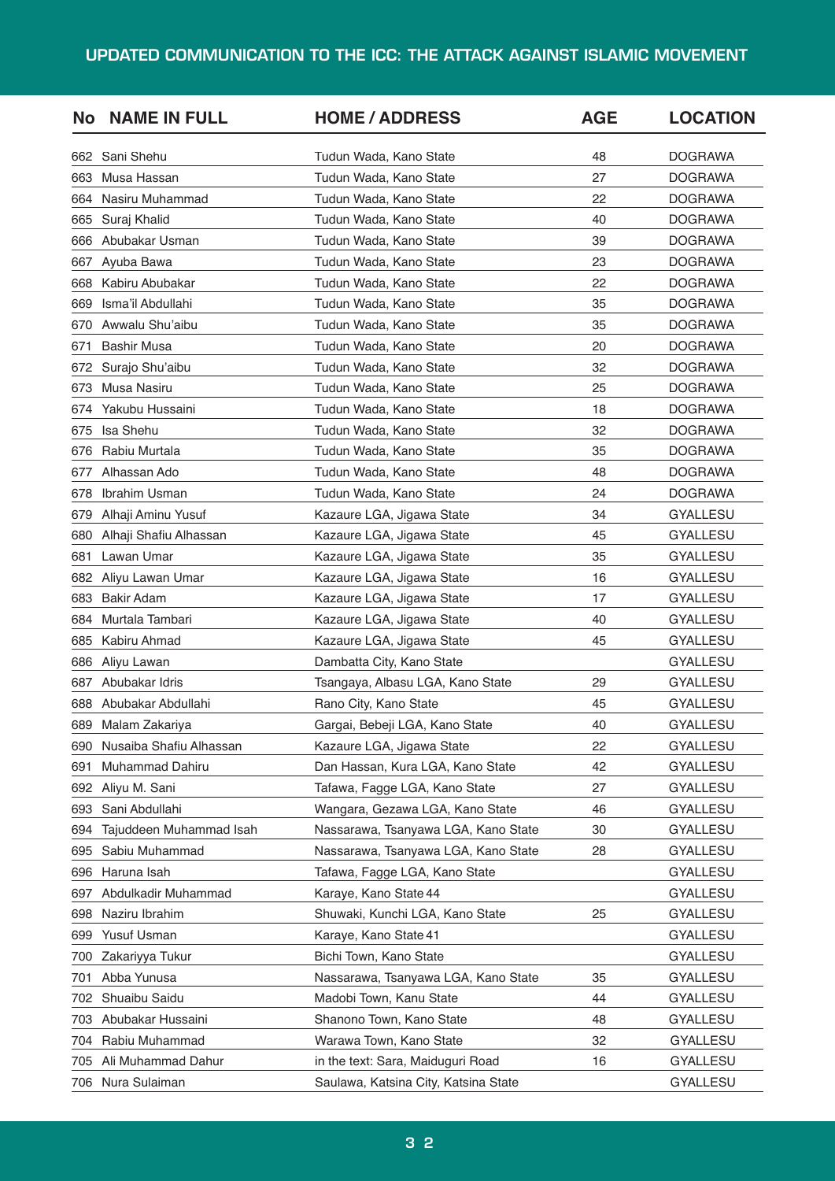| No | NAME IN FULL | HOME / ADDRESS | AGE | LOCATION |
|---|---|---|---|---|
| 662 | Sani Shehu | Tudun Wada, Kano State | 48 | DOGRAWA |
| 663 | Musa Hassan | Tudun Wada, Kano State | 27 | DOGRAWA |
| 664 | Nasiru Muhammad | Tudun Wada, Kano State | 22 | DOGRAWA |
| 665 | Suraj Khalid | Tudun Wada, Kano State | 40 | DOGRAWA |
| 666 | Abubakar Usman | Tudun Wada, Kano State | 39 | DOGRAWA |
| 667 | Ayuba Bawa | Tudun Wada, Kano State | 23 | DOGRAWA |
| 668 | Kabiru Abubakar | Tudun Wada, Kano State | 22 | DOGRAWA |
| 669 | Isma'il Abdullahi | Tudun Wada, Kano State | 35 | DOGRAWA |
| 670 | Awwalu Shu'aibu | Tudun Wada, Kano State | 35 | DOGRAWA |
| 671 | Bashir Musa | Tudun Wada, Kano State | 20 | DOGRAWA |
| 672 | Surajo Shu'aibu | Tudun Wada, Kano State | 32 | DOGRAWA |
| 673 | Musa Nasiru | Tudun Wada, Kano State | 25 | DOGRAWA |
| 674 | Yakubu Hussaini | Tudun Wada, Kano State | 18 | DOGRAWA |
| 675 | Isa Shehu | Tudun Wada, Kano State | 32 | DOGRAWA |
| 676 | Rabiu Murtala | Tudun Wada, Kano State | 35 | DOGRAWA |
| 677 | Alhassan Ado | Tudun Wada, Kano State | 48 | DOGRAWA |
| 678 | Ibrahim Usman | Tudun Wada, Kano State | 24 | DOGRAWA |
| 679 | Alhaji Aminu Yusuf | Kazaure LGA, Jigawa State | 34 | GYALLESU |
| 680 | Alhaji Shafiu Alhassan | Kazaure LGA, Jigawa State | 45 | GYALLESU |
| 681 | Lawan Umar | Kazaure LGA, Jigawa State | 35 | GYALLESU |
| 682 | Aliyu Lawan Umar | Kazaure LGA, Jigawa State | 16 | GYALLESU |
| 683 | Bakir Adam | Kazaure LGA, Jigawa State | 17 | GYALLESU |
| 684 | Murtala Tambari | Kazaure LGA, Jigawa State | 40 | GYALLESU |
| 685 | Kabiru Ahmad | Kazaure LGA, Jigawa State | 45 | GYALLESU |
| 686 | Aliyu Lawan | Dambatta City, Kano State | | GYALLESU |
| 687 | Abubakar Idris | Tsangaya, Albasu LGA, Kano State | 29 | GYALLESU |
| 688 | Abubakar Abdullahi | Rano City, Kano State | 45 | GYALLESU |
| 689 | Malam Zakariya | Gargai, Bebeji LGA, Kano State | 40 | GYALLESU |
| 690 | Nusaiba Shafiu Alhassan | Kazaure LGA, Jigawa State | 22 | GYALLESU |
| 691 | Muhammad Dahiru | Dan Hassan, Kura LGA, Kano State | 42 | GYALLESU |
| 692 | Aliyu M. Sani | Tafawa, Fagge LGA, Kano State | 27 | GYALLESU |
| 693 | Sani Abdullahi | Wangara, Gezawa LGA, Kano State | 46 | GYALLESU |
| 694 | Tajuddeen Muhammad Isah | Nassarawa, Tsanyawa LGA, Kano State | 30 | GYALLESU |
| 695 | Sabiu Muhammad | Nassarawa, Tsanyawa LGA, Kano State | 28 | GYALLESU |
| 696 | Haruna Isah | Tafawa, Fagge LGA, Kano State | | GYALLESU |
| 697 | Abdulkadir Muhammad | Karaye, Kano State 44 | | GYALLESU |
| 698 | Naziru Ibrahim | Shuwaki, Kunchi LGA, Kano State | 25 | GYALLESU |
| 699 | Yusuf Usman | Karaye, Kano State 41 | | GYALLESU |
| 700 | Zakariyya Tukur | Bichi Town, Kano State | | GYALLESU |
| 701 | Abba Yunusa | Nassarawa, Tsanyawa LGA, Kano State | 35 | GYALLESU |
| 702 | Shuaibu Saidu | Madobi Town, Kanu State | 44 | GYALLESU |
| 703 | Abubakar Hussaini | Shanono Town, Kano State | 48 | GYALLESU |
| 704 | Rabiu Muhammad | Warawa Town, Kano State | 32 | GYALLESU |
| 705 | Ali Muhammad Dahur | in the text: Sara, Maiduguri Road | 16 | GYALLESU |
| 706 | Nura Sulaiman | Saulawa, Katsina City, Katsina State | | GYALLESU |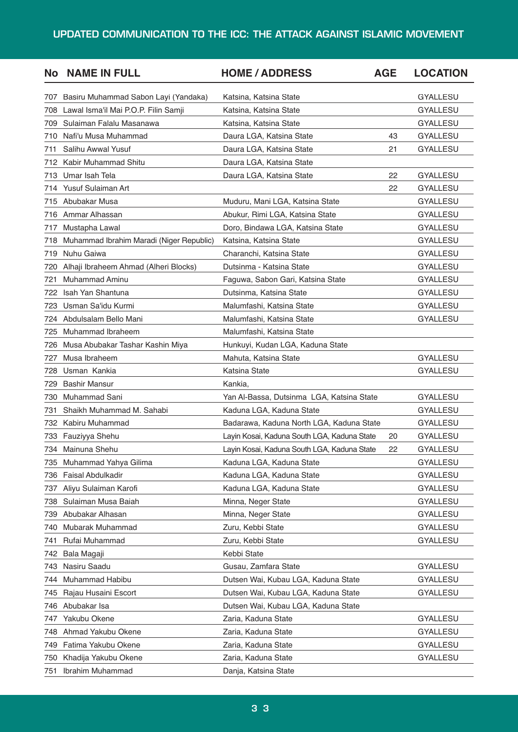| No | NAME IN FULL | HOME / ADDRESS | AGE | LOCATION |
|---|---|---|---|---|
| 707 | Basiru Muhammad Sabon Layi (Yandaka) | Katsina, Katsina State | | GYALLESU |
| 708 | Lawal Isma'il Mai P.O.P. Filin Samji | Katsina, Katsina State | | GYALLESU |
| 709 | Sulaiman Falalu Masanawa | Katsina, Katsina State | | GYALLESU |
| 710 | Nafi'u Musa Muhammad | Daura LGA, Katsina State | 43 | GYALLESU |
| 711 | Salihu Awwal Yusuf | Daura LGA, Katsina State | 21 | GYALLESU |
| 712 | Kabir Muhammad Shitu | Daura LGA, Katsina State | | |
| 713 | Umar Isah Tela | Daura LGA, Katsina State | 22 | GYALLESU |
| 714 | Yusuf Sulaiman Art | | 22 | GYALLESU |
| 715 | Abubakar Musa | Muduru, Mani LGA, Katsina State | | GYALLESU |
| 716 | Ammar Alhassan | Abukur, Rimi LGA, Katsina State | | GYALLESU |
| 717 | Mustapha Lawal | Doro, Bindawa LGA, Katsina State | | GYALLESU |
| 718 | Muhammad Ibrahim Maradi (Niger Republic) | Katsina, Katsina State | | GYALLESU |
| 719 | Nuhu Gaiwa | Charanchi, Katsina State | | GYALLESU |
| 720 | Alhaji Ibraheem Ahmad (Alheri Blocks) | Dutsinma - Katsina State | | GYALLESU |
| 721 | Muhammad Aminu | Faguwa, Sabon Gari, Katsina State | | GYALLESU |
| 722 | Isah Yan Shantuna | Dutsinma, Katsina State | | GYALLESU |
| 723 | Usman Sa'idu Kurmi | Malumfashi, Katsina State | | GYALLESU |
| 724 | Abdulsalam Bello Mani | Malumfashi, Katsina State | | GYALLESU |
| 725 | Muhammad Ibraheem | Malumfashi, Katsina State | | |
| 726 | Musa Abubakar Tashar Kashin Miya | Hunkuyi, Kudan LGA, Kaduna State | | |
| 727 | Musa Ibraheem | Mahuta, Katsina State | | GYALLESU |
| 728 | Usman Kankia | Katsina State | | GYALLESU |
| 729 | Bashir Mansur | Kankia, | | |
| 730 | Muhammad Sani | Yan Al-Bassa, Dutsinma LGA, Katsina State | | GYALLESU |
| 731 | Shaikh Muhammad M. Sahabi | Kaduna LGA, Kaduna State | | GYALLESU |
| 732 | Kabiru Muhammad | Badarawa, Kaduna North LGA, Kaduna State | | GYALLESU |
| 733 | Fauziyya Shehu | Layin Kosai, Kaduna South LGA, Kaduna State | 20 | GYALLESU |
| 734 | Mainuna Shehu | Layin Kosai, Kaduna South LGA, Kaduna State | 22 | GYALLESU |
| 735 | Muhammad Yahya Gilima | Kaduna LGA, Kaduna State | | GYALLESU |
| 736 | Faisal Abdulkadir | Kaduna LGA, Kaduna State | | GYALLESU |
| 737 | Aliyu Sulaiman Karofi | Kaduna LGA, Kaduna State | | GYALLESU |
| 738 | Sulaiman Musa Baiah | Minna, Neger State | | GYALLESU |
| 739 | Abubakar Alhasan | Minna, Neger State | | GYALLESU |
| 740 | Mubarak Muhammad | Zuru, Kebbi State | | GYALLESU |
| 741 | Rufai Muhammad | Zuru, Kebbi State | | GYALLESU |
| 742 | Bala Magaji | Kebbi State | | |
| 743 | Nasiru Saadu | Gusau, Zamfara State | | GYALLESU |
| 744 | Muhammad Habibu | Dutsen Wai, Kubau LGA, Kaduna State | | GYALLESU |
| 745 | Rajau Husaini Escort | Dutsen Wai, Kubau LGA, Kaduna State | | GYALLESU |
| 746 | Abubakar Isa | Dutsen Wai, Kubau LGA, Kaduna State | | |
| 747 | Yakubu Okene | Zaria, Kaduna State | | GYALLESU |
| 748 | Ahmad Yakubu Okene | Zaria, Kaduna State | | GYALLESU |
| 749 | Fatima Yakubu Okene | Zaria, Kaduna State | | GYALLESU |
| 750 | Khadija Yakubu Okene | Zaria, Kaduna State | | GYALLESU |
| 751 | Ibrahim Muhammad | Danja, Katsina State | | |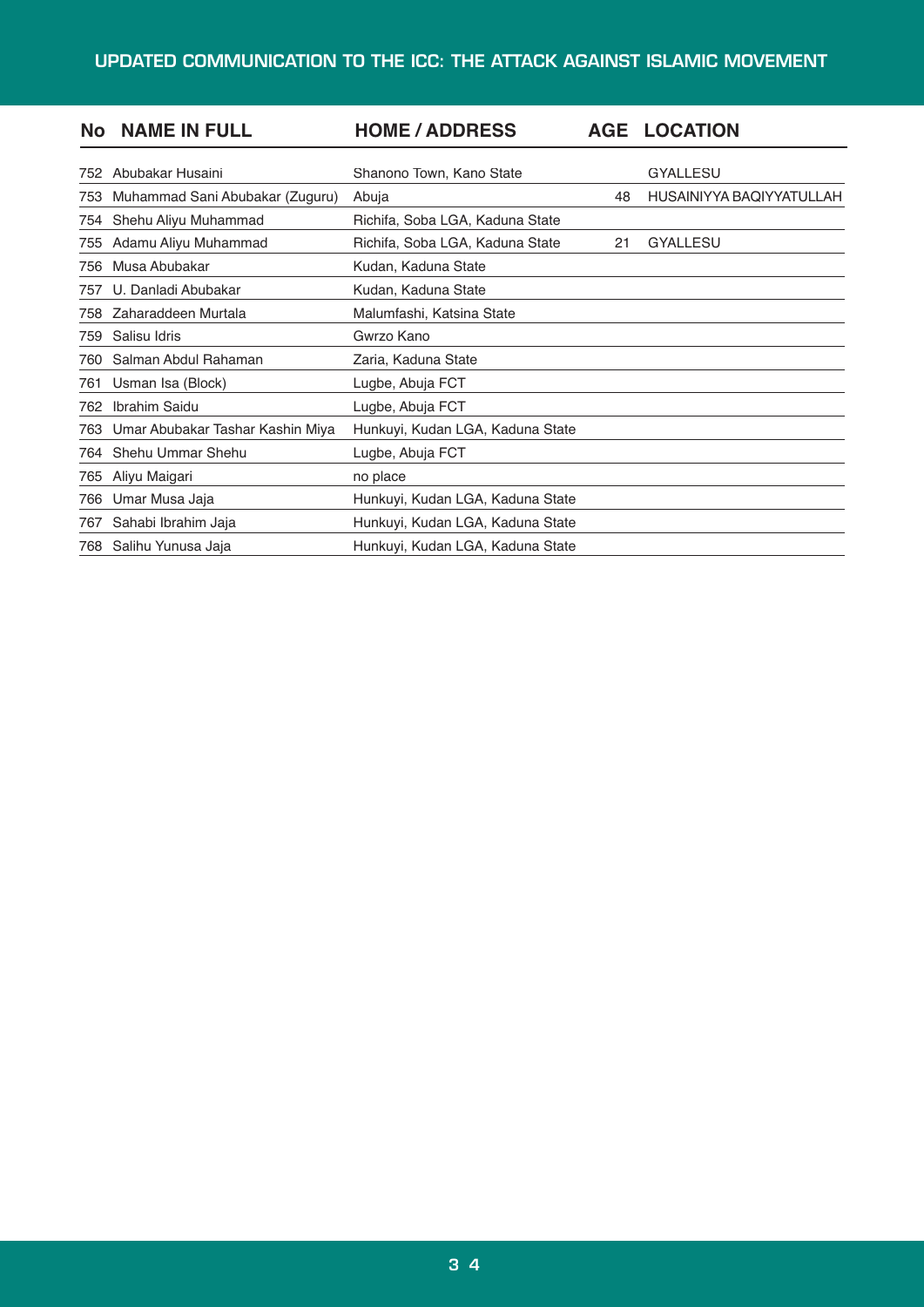| No | NAME IN FULL | HOME / ADDRESS | AGE | LOCATION |
|---|---|---|---|---|
| 752 | Abubakar Husaini | Shanono Town, Kano State | | GYALLESU |
| 753 | Muhammad Sani Abubakar (Zuguru) | Abuja | 48 | HUSAINIYYA BAQIYYATULLAH |
| 754 | Shehu Aliyu Muhammad | Richifa, Soba LGA, Kaduna State | | |
| 755 | Adamu Aliyu Muhammad | Richifa, Soba LGA, Kaduna State | 21 | GYALLESU |
| 756 | Musa Abubakar | Kudan, Kaduna State | | |
| 757 | U. Danladi Abubakar | Kudan, Kaduna State | | |
| 758 | Zaharaddeen Murtala | Malumfashi, Katsina State | | |
| 759 | Salisu Idris | Gwrzo Kano | | |
| 760 | Salman Abdul Rahaman | Zaria, Kaduna State | | |
| 761 | Usman Isa (Block) | Lugbe, Abuja FCT | | |
| 762 | Ibrahim Saidu | Lugbe, Abuja FCT | | |
| 763 | Umar Abubakar Tashar Kashin Miya | Hunkuyi, Kudan LGA, Kaduna State | | |
| 764 | Shehu Ummar Shehu | Lugbe, Abuja FCT | | |
| 765 | Aliyu Maigari | no place | | |
| 766 | Umar Musa Jaja | Hunkuyi, Kudan LGA, Kaduna State | | |
| 767 | Sahabi Ibrahim Jaja | Hunkuyi, Kudan LGA, Kaduna State | | |
| 768 | Salihu Yunusa Jaja | Hunkuyi, Kudan LGA, Kaduna State | | |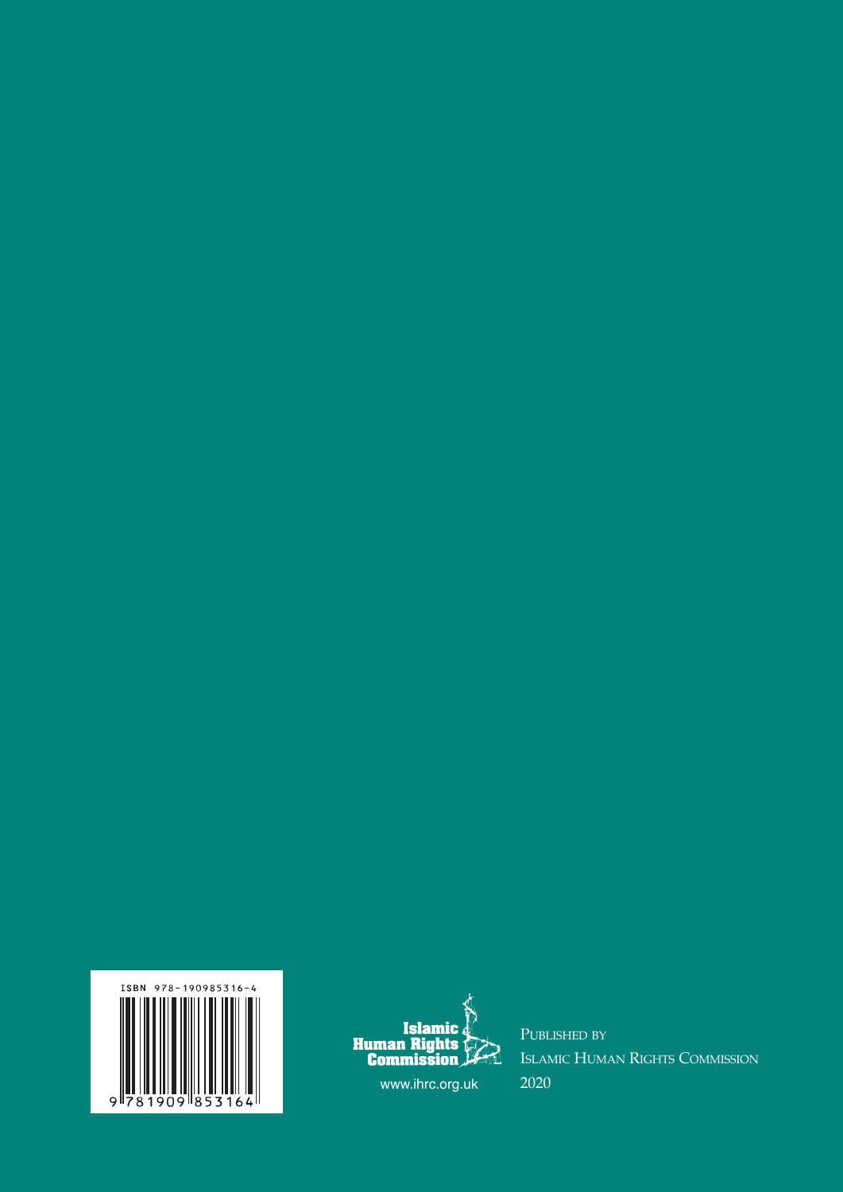ISBN 978-190985316-4

9 781909 853164

Islamic Human Rights Commission

www.ihrc.org.uk

Published by
Islamic Human Rights Commission
2020